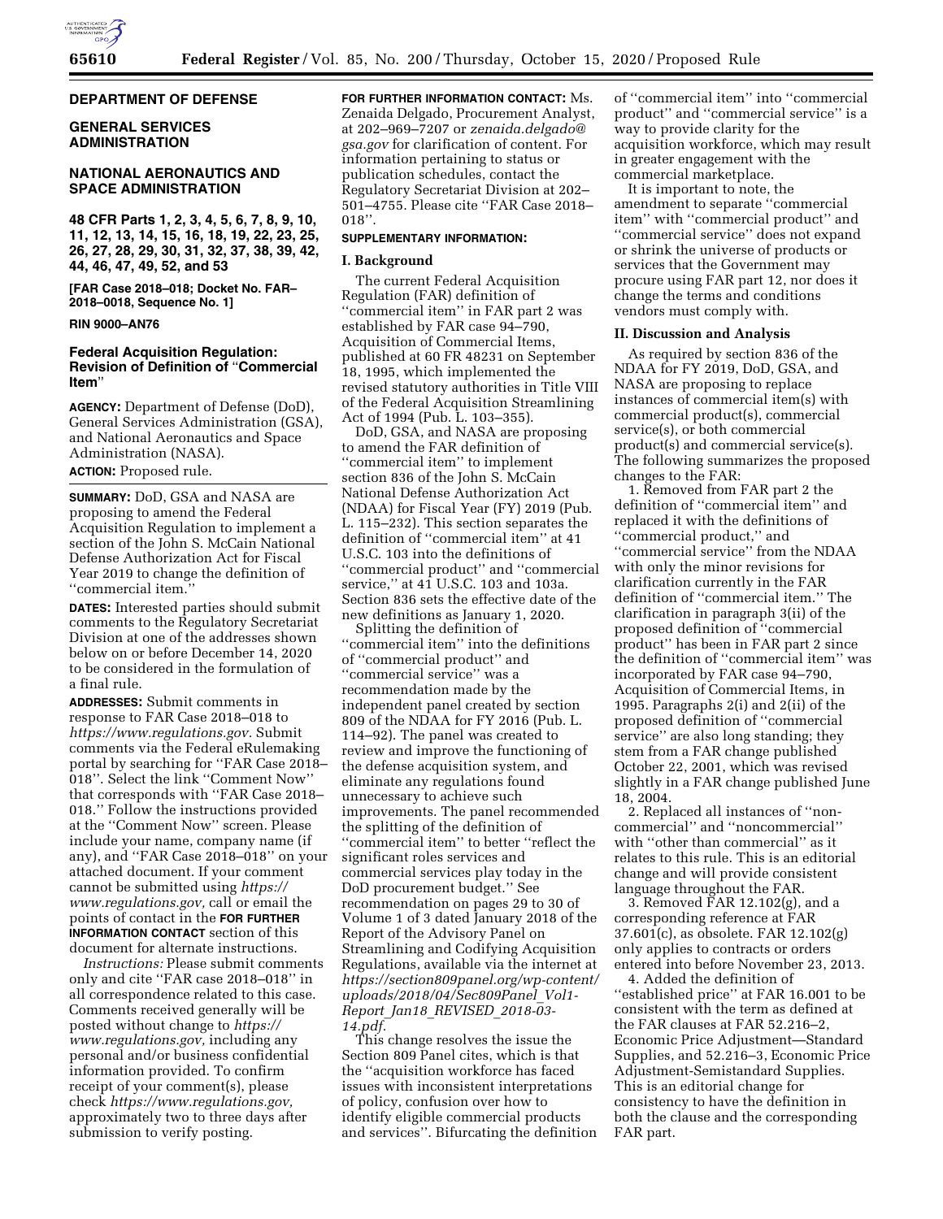**DEPARTMENT OF DEFENSE**

**GENERAL SERVICES ADMINISTRATION**

**NATIONAL AERONAUTICS AND SPACE ADMINISTRATION**

**48 CFR Parts 1, 2, 3, 4, 5, 6, 7, 8, 9, 10, 11, 12, 13, 14, 15, 16, 18, 19, 22, 23, 25, 26, 27, 28, 29, 30, 31, 32, 37, 38, 39, 42, 44, 46, 47, 49, 52, and 53**

**[FAR Case 2018–018; Docket No. FAR–2018–0018, Sequence No. 1]**

**RIN 9000–AN76**

## Federal Acquisition Regulation: Revision of Definition of "Commercial Item"

**AGENCY:** Department of Defense (DoD), General Services Administration (GSA), and National Aeronautics and Space Administration (NASA).

**ACTION:** Proposed rule.

**SUMMARY:** DoD, GSA and NASA are proposing to amend the Federal Acquisition Regulation to implement a section of the John S. McCain National Defense Authorization Act for Fiscal Year 2019 to change the definition of "commercial item."

**DATES:** Interested parties should submit comments to the Regulatory Secretariat Division at one of the addresses shown below on or before December 14, 2020 to be considered in the formulation of a final rule.

**ADDRESSES:** Submit comments in response to FAR Case 2018–018 to *https://www.regulations.gov.* Submit comments via the Federal eRulemaking portal by searching for "FAR Case 2018–018". Select the link "Comment Now" that corresponds with "FAR Case 2018–018." Follow the instructions provided at the "Comment Now" screen. Please include your name, company name (if any), and "FAR Case 2018–018" on your attached document. If your comment cannot be submitted using *https://www.regulations.gov,* call or email the points of contact in the **FOR FURTHER INFORMATION CONTACT** section of this document for alternate instructions.

*Instructions:* Please submit comments only and cite "FAR case 2018–018" in all correspondence related to this case. Comments received generally will be posted without change to *https://www.regulations.gov,* including any personal and/or business confidential information provided. To confirm receipt of your comment(s), please check *https://www.regulations.gov,* approximately two to three days after submission to verify posting.

**FOR FURTHER INFORMATION CONTACT:** Ms. Zenaida Delgado, Procurement Analyst, at 202–969–7207 or *zenaida.delgado@gsa.gov* for clarification of content. For information pertaining to status or publication schedules, contact the Regulatory Secretariat Division at 202–501–4755. Please cite "FAR Case 2018–018".

**SUPPLEMENTARY INFORMATION:**

### I. Background

The current Federal Acquisition Regulation (FAR) definition of "commercial item" in FAR part 2 was established by FAR case 94–790, Acquisition of Commercial Items, published at 60 FR 48231 on September 18, 1995, which implemented the revised statutory authorities in Title VIII of the Federal Acquisition Streamlining Act of 1994 (Pub. L. 103–355).

DoD, GSA, and NASA are proposing to amend the FAR definition of "commercial item" to implement section 836 of the John S. McCain National Defense Authorization Act (NDAA) for Fiscal Year (FY) 2019 (Pub. L. 115–232). This section separates the definition of "commercial item" at 41 U.S.C. 103 into the definitions of "commercial product" and "commercial service," at 41 U.S.C. 103 and 103a. Section 836 sets the effective date of the new definitions as January 1, 2020.

Splitting the definition of "commercial item" into the definitions of "commercial product" and "commercial service" was a recommendation made by the independent panel created by section 809 of the NDAA for FY 2016 (Pub. L. 114–92). The panel was created to review and improve the functioning of the defense acquisition system, and eliminate any regulations found unnecessary to achieve such improvements. The panel recommended the splitting of the definition of "commercial item" to better "reflect the significant roles services and commercial services play today in the DoD procurement budget." See recommendation on pages 29 to 30 of Volume 1 of 3 dated January 2018 of the Report of the Advisory Panel on Streamlining and Codifying Acquisition Regulations, available via the internet at *https://section809panel.org/wp-content/uploads/2018/04/Sec809Panel_Vol1-Report_Jan18_REVISED_2018-03-14.pdf.*

This change resolves the issue the Section 809 Panel cites, which is that the "acquisition workforce has faced issues with inconsistent interpretations of policy, confusion over how to identify eligible commercial products and services". Bifurcating the definition of "commercial item" into "commercial product" and "commercial service" is a way to provide clarity for the acquisition workforce, which may result in greater engagement with the commercial marketplace.

It is important to note, the amendment to separate "commercial item" with "commercial product" and "commercial service" does not expand or shrink the universe of products or services that the Government may procure using FAR part 12, nor does it change the terms and conditions vendors must comply with.

### II. Discussion and Analysis

As required by section 836 of the NDAA for FY 2019, DoD, GSA, and NASA are proposing to replace instances of commercial item(s) with commercial product(s), commercial service(s), or both commercial product(s) and commercial service(s). The following summarizes the proposed changes to the FAR:

1. Removed from FAR part 2 the definition of "commercial item" and replaced it with the definitions of "commercial product," and "commercial service" from the NDAA with only the minor revisions for clarification currently in the FAR definition of "commercial item." The clarification in paragraph 3(ii) of the proposed definition of "commercial product" has been in FAR part 2 since the definition of "commercial item" was incorporated by FAR case 94–790, Acquisition of Commercial Items, in 1995. Paragraphs 2(i) and 2(ii) of the proposed definition of "commercial service" are also long standing; they stem from a FAR change published October 22, 2001, which was revised slightly in a FAR change published June 18, 2004.

2. Replaced all instances of "non-commercial" and "noncommercial" with "other than commercial" as it relates to this rule. This is an editorial change and will provide consistent language throughout the FAR.

3. Removed FAR 12.102(g), and a corresponding reference at FAR 37.601(c), as obsolete. FAR 12.102(g) only applies to contracts or orders entered into before November 23, 2013.

4. Added the definition of "established price" at FAR 16.001 to be consistent with the term as defined at the FAR clauses at FAR 52.216–2, Economic Price Adjustment—Standard Supplies, and 52.216–3, Economic Price Adjustment-Semistandard Supplies. This is an editorial change for consistency to have the definition in both the clause and the corresponding FAR part.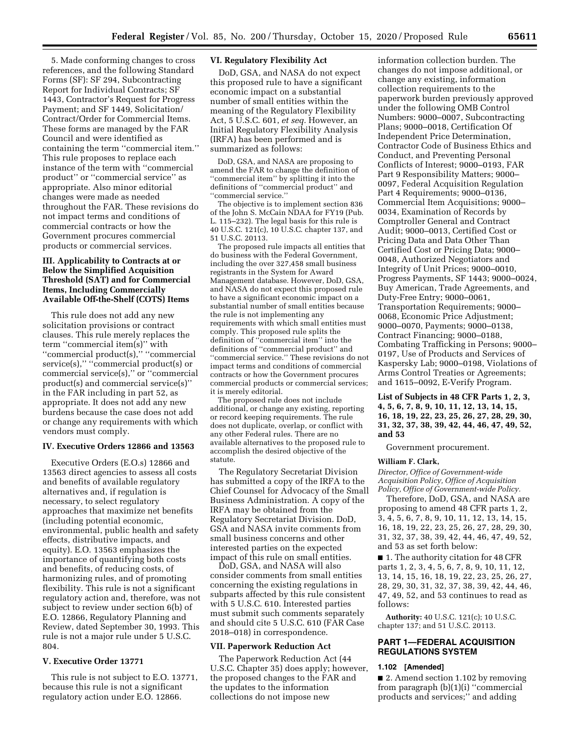5. Made conforming changes to cross references, and the following Standard Forms (SF): SF 294, Subcontracting Report for Individual Contracts; SF 1443, Contractor's Request for Progress Payment; and SF 1449, Solicitation/Contract/Order for Commercial Items. These forms are managed by the FAR Council and were identified as containing the term ''commercial item.'' This rule proposes to replace each instance of the term with ''commercial product'' or ''commercial service'' as appropriate. Also minor editorial changes were made as needed throughout the FAR. These revisions do not impact terms and conditions of commercial contracts or how the Government procures commercial products or commercial services.

## III. Applicability to Contracts at or Below the Simplified Acquisition Threshold (SAT) and for Commercial Items, Including Commercially Available Off-the-Shelf (COTS) Items

This rule does not add any new solicitation provisions or contract clauses. This rule merely replaces the term ''commercial item(s)'' with ''commercial product(s),'' ''commercial service(s),'' ''commercial product(s) or commercial service(s),'' or ''commercial product(s) and commercial service(s)'' in the FAR including in part 52, as appropriate. It does not add any new burdens because the case does not add or change any requirements with which vendors must comply.

## IV. Executive Orders 12866 and 13563

Executive Orders (E.O.s) 12866 and 13563 direct agencies to assess all costs and benefits of available regulatory alternatives and, if regulation is necessary, to select regulatory approaches that maximize net benefits (including potential economic, environmental, public health and safety effects, distributive impacts, and equity). E.O. 13563 emphasizes the importance of quantifying both costs and benefits, of reducing costs, of harmonizing rules, and of promoting flexibility. This rule is not a significant regulatory action and, therefore, was not subject to review under section 6(b) of E.O. 12866, Regulatory Planning and Review, dated September 30, 1993. This rule is not a major rule under 5 U.S.C. 804.

## V. Executive Order 13771

This rule is not subject to E.O. 13771, because this rule is not a significant regulatory action under E.O. 12866.

## VI. Regulatory Flexibility Act

DoD, GSA, and NASA do not expect this proposed rule to have a significant economic impact on a substantial number of small entities within the meaning of the Regulatory Flexibility Act, 5 U.S.C. 601, *et seq.* However, an Initial Regulatory Flexibility Analysis (IRFA) has been performed and is summarized as follows:

DoD, GSA, and NASA are proposing to amend the FAR to change the definition of ''commercial item'' by splitting it into the definitions of ''commercial product'' and ''commercial service.''

The objective is to implement section 836 of the John S. McCain NDAA for FY19 (Pub. L. 115–232). The legal basis for this rule is 40 U.S.C. 121(c), 10 U.S.C. chapter 137, and 51 U.S.C. 20113.

The proposed rule impacts all entities that do business with the Federal Government, including the over 327,458 small business registrants in the System for Award Management database. However, DoD, GSA, and NASA do not expect this proposed rule to have a significant economic impact on a substantial number of small entities because the rule is not implementing any requirements with which small entities must comply. This proposed rule splits the definition of ''commercial item'' into the definitions of ''commercial product'' and ''commercial service.'' These revisions do not impact terms and conditions of commercial contracts or how the Government procures commercial products or commercial services; it is merely editorial.

The proposed rule does not include additional, or change any existing, reporting or record keeping requirements. The rule does not duplicate, overlap, or conflict with any other Federal rules. There are no available alternatives to the proposed rule to accomplish the desired objective of the statute.

The Regulatory Secretariat Division has submitted a copy of the IRFA to the Chief Counsel for Advocacy of the Small Business Administration. A copy of the IRFA may be obtained from the Regulatory Secretariat Division. DoD, GSA and NASA invite comments from small business concerns and other interested parties on the expected impact of this rule on small entities.

DoD, GSA, and NASA will also consider comments from small entities concerning the existing regulations in subparts affected by this rule consistent with 5 U.S.C. 610. Interested parties must submit such comments separately and should cite 5 U.S.C. 610 (FAR Case 2018–018) in correspondence.

## VII. Paperwork Reduction Act

The Paperwork Reduction Act (44 U.S.C. Chapter 35) does apply; however, the proposed changes to the FAR and the updates to the information collections do not impose new information collection burden. The changes do not impose additional, or change any existing, information collection requirements to the paperwork burden previously approved under the following OMB Control Numbers: 9000–0007, Subcontracting Plans; 9000–0018, Certification Of Independent Price Determination, Contractor Code of Business Ethics and Conduct, and Preventing Personal Conflicts of Interest; 9000–0193, FAR Part 9 Responsibility Matters; 9000–0097, Federal Acquisition Regulation Part 4 Requirements; 9000–0136, Commercial Item Acquisitions; 9000–0034, Examination of Records by Comptroller General and Contract Audit; 9000–0013, Certified Cost or Pricing Data and Data Other Than Certified Cost or Pricing Data; 9000–0048, Authorized Negotiators and Integrity of Unit Prices; 9000–0010, Progress Payments, SF 1443; 9000–0024, Buy American, Trade Agreements, and Duty-Free Entry; 9000–0061, Transportation Requirements; 9000–0068, Economic Price Adjustment; 9000–0070, Payments; 9000–0138, Contract Financing; 9000–0188, Combating Trafficking in Persons; 9000–0197, Use of Products and Services of Kaspersky Lab; 9000–0198, Violations of Arms Control Treaties or Agreements; and 1615–0092, E-Verify Program.

### List of Subjects in 48 CFR Parts 1, 2, 3, 4, 5, 6, 7, 8, 9, 10, 11, 12, 13, 14, 15, 16, 18, 19, 22, 23, 25, 26, 27, 28, 29, 30, 31, 32, 37, 38, 39, 42, 44, 46, 47, 49, 52, and 53

Government procurement.

**William F. Clark,**

*Director, Office of Government-wide Acquisition Policy, Office of Acquisition Policy, Office of Government-wide Policy.*

Therefore, DoD, GSA, and NASA are proposing to amend 48 CFR parts 1, 2, 3, 4, 5, 6, 7, 8, 9, 10, 11, 12, 13, 14, 15, 16, 18, 19, 22, 23, 25, 26, 27, 28, 29, 30, 31, 32, 37, 38, 39, 42, 44, 46, 47, 49, 52, and 53 as set forth below:

■ 1. The authority citation for 48 CFR parts 1, 2, 3, 4, 5, 6, 7, 8, 9, 10, 11, 12, 13, 14, 15, 16, 18, 19, 22, 23, 25, 26, 27, 28, 29, 30, 31, 32, 37, 38, 39, 42, 44, 46, 47, 49, 52, and 53 continues to read as follows:

**Authority:** 40 U.S.C. 121(c); 10 U.S.C. chapter 137; and 51 U.S.C. 20113.

## PART 1—FEDERAL ACQUISITION REGULATIONS SYSTEM

### 1.102 [Amended]

■ 2. Amend section 1.102 by removing from paragraph (b)(1)(i) ''commercial products and services;'' and adding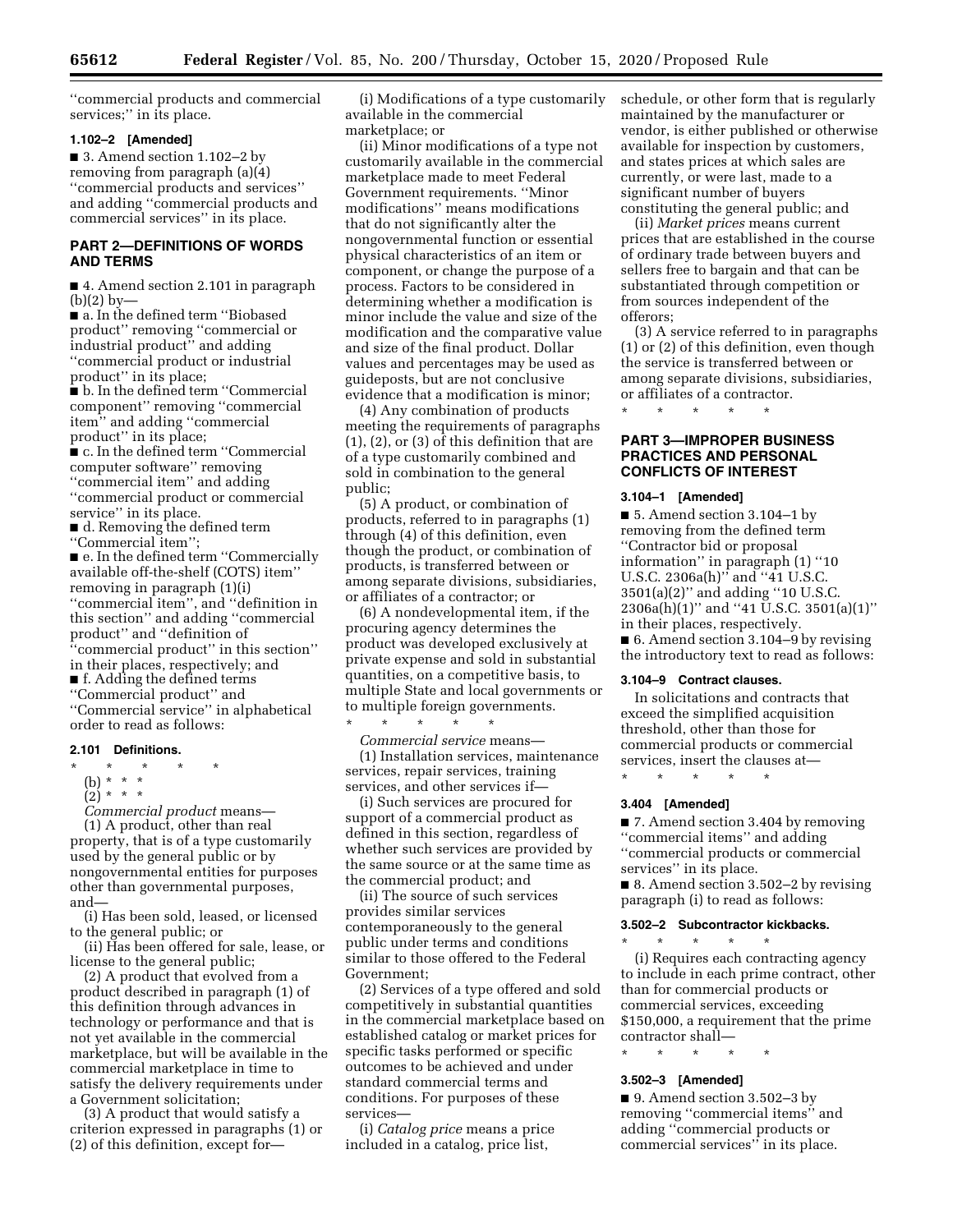''commercial products and commercial services;'' in its place.

**1.102–2 [Amended]**

■ 3. Amend section 1.102–2 by removing from paragraph (a)(4) ''commercial products and services'' and adding ''commercial products and commercial services'' in its place.

## PART 2—DEFINITIONS OF WORDS AND TERMS

■ 4. Amend section 2.101 in paragraph (b)(2) by—

■ a. In the defined term ''Biobased product'' removing ''commercial or industrial product'' and adding ''commercial product or industrial product'' in its place;

■ b. In the defined term ''Commercial component'' removing ''commercial item'' and adding ''commercial product'' in its place;

■ c. In the defined term ''Commercial computer software'' removing ''commercial item'' and adding ''commercial product or commercial service'' in its place.

■ d. Removing the defined term ''Commercial item'';

■ e. In the defined term ''Commercially available off-the-shelf (COTS) item'' removing in paragraph (1)(i) ''commercial item'', and ''definition in this section'' and adding ''commercial product'' and ''definition of ''commercial product'' in this section'' in their places, respectively; and

■ f. Adding the defined terms ''Commercial product'' and ''Commercial service'' in alphabetical order to read as follows:

**2.101 Definitions.**

\* \* \* \* \*

(b) \* \* \*

(2) \* \* \*

*Commercial product* means—

(1) A product, other than real property, that is of a type customarily used by the general public or by nongovernmental entities for purposes other than governmental purposes, and—

(i) Has been sold, leased, or licensed to the general public; or

(ii) Has been offered for sale, lease, or license to the general public;

(2) A product that evolved from a product described in paragraph (1) of this definition through advances in technology or performance and that is not yet available in the commercial marketplace, but will be available in the commercial marketplace in time to satisfy the delivery requirements under a Government solicitation;

(3) A product that would satisfy a criterion expressed in paragraphs (1) or (2) of this definition, except for—

(i) Modifications of a type customarily available in the commercial marketplace; or

(ii) Minor modifications of a type not customarily available in the commercial marketplace made to meet Federal Government requirements. ''Minor modifications'' means modifications that do not significantly alter the nongovernmental function or essential physical characteristics of an item or component, or change the purpose of a process. Factors to be considered in determining whether a modification is minor include the value and size of the modification and the comparative value and size of the final product. Dollar values and percentages may be used as guideposts, but are not conclusive evidence that a modification is minor;

(4) Any combination of products meeting the requirements of paragraphs (1), (2), or (3) of this definition that are of a type customarily combined and sold in combination to the general public;

(5) A product, or combination of products, referred to in paragraphs (1) through (4) of this definition, even though the product, or combination of products, is transferred between or among separate divisions, subsidiaries, or affiliates of a contractor; or

(6) A nondevelopmental item, if the procuring agency determines the product was developed exclusively at private expense and sold in substantial quantities, on a competitive basis, to multiple State and local governments or to multiple foreign governments.

\* \* \* \* \*

*Commercial service* means—

(1) Installation services, maintenance services, repair services, training services, and other services if—

(i) Such services are procured for support of a commercial product as defined in this section, regardless of whether such services are provided by the same source or at the same time as the commercial product; and

(ii) The source of such services provides similar services contemporaneously to the general public under terms and conditions similar to those offered to the Federal Government;

(2) Services of a type offered and sold competitively in substantial quantities in the commercial marketplace based on established catalog or market prices for specific tasks performed or specific outcomes to be achieved and under standard commercial terms and conditions. For purposes of these services—

(i) *Catalog price* means a price included in a catalog, price list, schedule, or other form that is regularly maintained by the manufacturer or vendor, is either published or otherwise available for inspection by customers, and states prices at which sales are currently, or were last, made to a significant number of buyers constituting the general public; and

(ii) *Market prices* means current prices that are established in the course of ordinary trade between buyers and sellers free to bargain and that can be substantiated through competition or from sources independent of the offerors;

(3) A service referred to in paragraphs (1) or (2) of this definition, even though the service is transferred between or among separate divisions, subsidiaries, or affiliates of a contractor.

\* \* \* \* \*

## PART 3—IMPROPER BUSINESS PRACTICES AND PERSONAL CONFLICTS OF INTEREST

**3.104–1 [Amended]**

■ 5. Amend section 3.104–1 by removing from the defined term ''Contractor bid or proposal information'' in paragraph (1) ''10 U.S.C. 2306a(h)'' and ''41 U.S.C. 3501(a)(2)'' and adding ''10 U.S.C. 2306a(h)(1)'' and ''41 U.S.C. 3501(a)(1)'' in their places, respectively.

■ 6. Amend section 3.104–9 by revising the introductory text to read as follows:

**3.104–9 Contract clauses.**

In solicitations and contracts that exceed the simplified acquisition threshold, other than those for commercial products or commercial services, insert the clauses at—

\* \* \* \* \*

**3.404 [Amended]**

■ 7. Amend section 3.404 by removing ''commercial items'' and adding ''commercial products or commercial services'' in its place.

■ 8. Amend section 3.502–2 by revising paragraph (i) to read as follows:

**3.502–2 Subcontractor kickbacks.**

\* \* \* \* \*

(i) Requires each contracting agency to include in each prime contract, other than for commercial products or commercial services, exceeding $150,000, a requirement that the prime contractor shall—

\* \* \* \* \*

**3.502–3 [Amended]**

■ 9. Amend section 3.502–3 by removing ''commercial items'' and adding ''commercial products or commercial services'' in its place.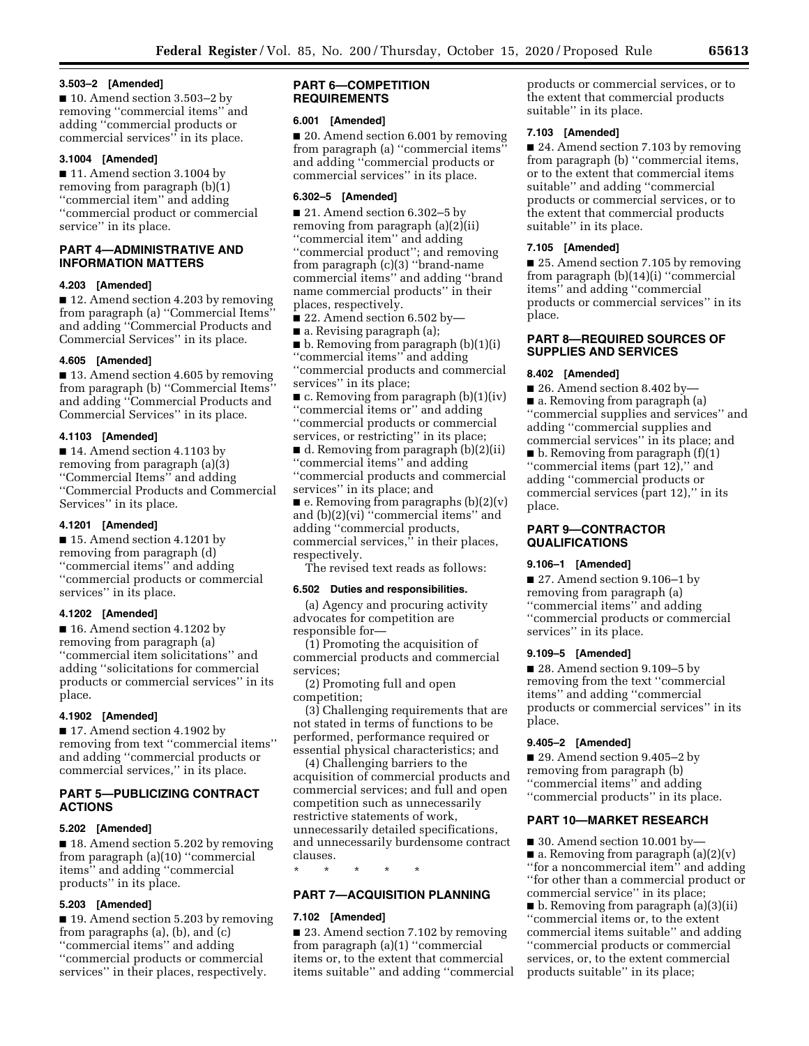### 3.503–2 [Amended]

■ 10. Amend section 3.503–2 by removing ''commercial items'' and adding ''commercial products or commercial services'' in its place.

### 3.1004 [Amended]

■ 11. Amend section 3.1004 by removing from paragraph (b)(1) ''commercial item'' and adding ''commercial product or commercial service'' in its place.

## PART 4—ADMINISTRATIVE AND INFORMATION MATTERS

### 4.203 [Amended]

■ 12. Amend section 4.203 by removing from paragraph (a) ''Commercial Items'' and adding ''Commercial Products and Commercial Services'' in its place.

### 4.605 [Amended]

■ 13. Amend section 4.605 by removing from paragraph (b) ''Commercial Items'' and adding ''Commercial Products and Commercial Services'' in its place.

### 4.1103 [Amended]

■ 14. Amend section 4.1103 by removing from paragraph (a)(3) ''Commercial Items'' and adding ''Commercial Products and Commercial Services'' in its place.

### 4.1201 [Amended]

■ 15. Amend section 4.1201 by removing from paragraph (d) ''commercial items'' and adding ''commercial products or commercial services'' in its place.

### 4.1202 [Amended]

■ 16. Amend section 4.1202 by removing from paragraph (a) ''commercial item solicitations'' and adding ''solicitations for commercial products or commercial services'' in its place.

### 4.1902 [Amended]

■ 17. Amend section 4.1902 by removing from text ''commercial items'' and adding ''commercial products or commercial services,'' in its place.

## PART 5—PUBLICIZING CONTRACT ACTIONS

### 5.202 [Amended]

■ 18. Amend section 5.202 by removing from paragraph (a)(10) ''commercial items'' and adding ''commercial products'' in its place.

### 5.203 [Amended]

■ 19. Amend section 5.203 by removing from paragraphs (a), (b), and (c) ''commercial items'' and adding ''commercial products or commercial services'' in their places, respectively.

## PART 6—COMPETITION REQUIREMENTS

### 6.001 [Amended]

■ 20. Amend section 6.001 by removing from paragraph (a) ''commercial items'' and adding ''commercial products or commercial services'' in its place.

### 6.302–5 [Amended]

■ 21. Amend section 6.302–5 by removing from paragraph (a)(2)(ii) ''commercial item'' and adding ''commercial product''; and removing from paragraph (c)(3) ''brand-name commercial items'' and adding ''brand name commercial products'' in their places, respectively.

■ 22. Amend section 6.502 by—

■ a. Revising paragraph (a);

■ b. Removing from paragraph (b)(1)(i) ''commercial items'' and adding ''commercial products and commercial services'' in its place;

■ c. Removing from paragraph (b)(1)(iv) ''commercial items or'' and adding ''commercial products or commercial services, or restricting'' in its place;

■ d. Removing from paragraph (b)(2)(ii) ''commercial items'' and adding ''commercial products and commercial services'' in its place; and

■ e. Removing from paragraphs (b)(2)(v) and (b)(2)(vi) ''commercial items'' and adding ''commercial products, commercial services,'' in their places, respectively.

The revised text reads as follows:

### 6.502 Duties and responsibilities.

(a) Agency and procuring activity advocates for competition are responsible for—

(1) Promoting the acquisition of commercial products and commercial services;

(2) Promoting full and open competition;

(3) Challenging requirements that are not stated in terms of functions to be performed, performance required or essential physical characteristics; and

(4) Challenging barriers to the acquisition of commercial products and commercial services; and full and open competition such as unnecessarily restrictive statements of work, unnecessarily detailed specifications, and unnecessarily burdensome contract clauses.

\* \* \* \* \*

## PART 7—ACQUISITION PLANNING

### 7.102 [Amended]

■ 23. Amend section 7.102 by removing from paragraph (a)(1) ''commercial items or, to the extent that commercial items suitable'' and adding ''commercial products or commercial services, or to the extent that commercial products suitable'' in its place.

### 7.103 [Amended]

■ 24. Amend section 7.103 by removing from paragraph (b) ''commercial items, or to the extent that commercial items suitable'' and adding ''commercial products or commercial services, or to the extent that commercial products suitable'' in its place.

### 7.105 [Amended]

■ 25. Amend section 7.105 by removing from paragraph (b)(14)(i) ''commercial items'' and adding ''commercial products or commercial services'' in its place.

## PART 8—REQUIRED SOURCES OF SUPPLIES AND SERVICES

### 8.402 [Amended]

■ 26. Amend section 8.402 by—

■ a. Removing from paragraph (a) ''commercial supplies and services'' and adding ''commercial supplies and commercial services'' in its place; and

■ b. Removing from paragraph (f)(1) ''commercial items (part 12),'' and adding ''commercial products or commercial services (part 12),'' in its place.

## PART 9—CONTRACTOR QUALIFICATIONS

### 9.106–1 [Amended]

■ 27. Amend section 9.106–1 by removing from paragraph (a) ''commercial items'' and adding ''commercial products or commercial services'' in its place.

### 9.109–5 [Amended]

■ 28. Amend section 9.109–5 by removing from the text ''commercial items'' and adding ''commercial products or commercial services'' in its place.

### 9.405–2 [Amended]

■ 29. Amend section 9.405–2 by removing from paragraph (b) ''commercial items'' and adding ''commercial products'' in its place.

## PART 10—MARKET RESEARCH

■ 30. Amend section 10.001 by—

■ a. Removing from paragraph (a)(2)(v) ''for a noncommercial item'' and adding ''for other than a commercial product or commercial service'' in its place;

■ b. Removing from paragraph (a)(3)(ii) ''commercial items or, to the extent commercial items suitable'' and adding ''commercial products or commercial services, or, to the extent commercial products suitable'' in its place;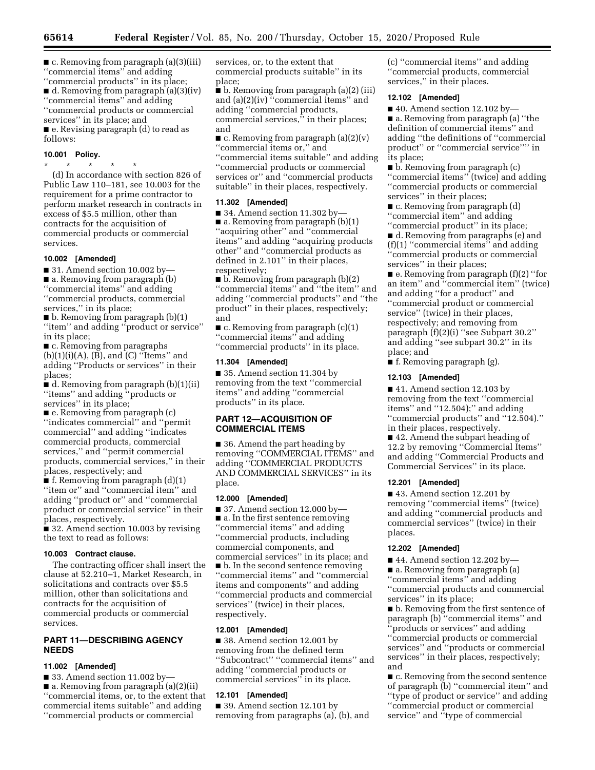■ c. Removing from paragraph (a)(3)(iii) ''commercial items'' and adding ''commercial products'' in its place;

■ d. Removing from paragraph (a)(3)(iv) ''commercial items'' and adding ''commercial products or commercial services'' in its place; and

■ e. Revising paragraph (d) to read as follows:

### 10.001 Policy.

\* \* \* \* \*

(d) In accordance with section 826 of Public Law 110–181, see 10.003 for the requirement for a prime contractor to perform market research in contracts in excess of $5.5 million, other than contracts for the acquisition of commercial products or commercial services.

### 10.002 [Amended]

■ 31. Amend section 10.002 by—

■ a. Removing from paragraph (b) ''commercial items'' and adding ''commercial products, commercial services,'' in its place;

■ b. Removing from paragraph (b)(1) ''item'' and adding ''product or service'' in its place;

■ c. Removing from paragraphs (b)(1)(i)(A), (B), and (C) ''Items'' and adding ''Products or services'' in their places;

■ d. Removing from paragraph (b)(1)(ii) ''items'' and adding ''products or services'' in its place;

■ e. Removing from paragraph (c) ''indicates commercial'' and ''permit commercial'' and adding ''indicates commercial products, commercial services,'' and ''permit commercial products, commercial services,'' in their places, respectively; and

■ f. Removing from paragraph (d)(1) ''item or'' and ''commercial item'' and adding ''product or'' and ''commercial product or commercial service'' in their places, respectively.

■ 32. Amend section 10.003 by revising the text to read as follows:

### 10.003 Contract clause.

The contracting officer shall insert the clause at 52.210–1, Market Research, in solicitations and contracts over $5.5 million, other than solicitations and contracts for the acquisition of commercial products or commercial services.

## PART 11—DESCRIBING AGENCY NEEDS

### 11.002 [Amended]

■ 33. Amend section 11.002 by—

■ a. Removing from paragraph (a)(2)(ii) ''commercial items, or, to the extent that commercial items suitable'' and adding ''commercial products or commercial services, or, to the extent that commercial products suitable'' in its place;

■ b. Removing from paragraph (a)(2) (iii) and (a)(2)(iv) ''commercial items'' and adding ''commercial products, commercial services,'' in their places; and

■ c. Removing from paragraph (a)(2)(v) ''commercial items or,'' and ''commercial items suitable'' and adding ''commercial products or commercial services or'' and ''commercial products suitable'' in their places, respectively.

### 11.302 [Amended]

■ 34. Amend section 11.302 by—

■ a. Removing from paragraph (b)(1) ''acquiring other'' and ''commercial items'' and adding ''acquiring products other'' and ''commercial products as defined in 2.101'' in their places, respectively;

■ b. Removing from paragraph (b)(2) ''commercial items'' and ''the item'' and adding ''commercial products'' and ''the product'' in their places, respectively; and

■ c. Removing from paragraph (c)(1) ''commercial items'' and adding ''commercial products'' in its place.

### 11.304 [Amended]

■ 35. Amend section 11.304 by removing from the text ''commercial items'' and adding ''commercial products'' in its place.

## PART 12—ACQUISITION OF COMMERCIAL ITEMS

■ 36. Amend the part heading by removing ''COMMERCIAL ITEMS'' and adding ''COMMERCIAL PRODUCTS AND COMMERCIAL SERVICES'' in its place.

### 12.000 [Amended]

■ 37. Amend section 12.000 by—

■ a. In the first sentence removing ''commercial items'' and adding ''commercial products, including commercial components, and commercial services'' in its place; and

■ b. In the second sentence removing ''commercial items'' and ''commercial items and components'' and adding ''commercial products and commercial services'' (twice) in their places, respectively.

### 12.001 [Amended]

■ 38. Amend section 12.001 by removing from the defined term ''Subcontract'' ''commercial items'' and adding ''commercial products or commercial services'' in its place.

### 12.101 [Amended]

■ 39. Amend section 12.101 by removing from paragraphs (a), (b), and (c) ''commercial items'' and adding ''commercial products, commercial services,'' in their places.

### 12.102 [Amended]

■ 40. Amend section 12.102 by—

■ a. Removing from paragraph (a) ''the definition of commercial items'' and adding ''the definitions of ''commercial product'' or ''commercial service'''' in its place;

■ b. Removing from paragraph (c) ''commercial items'' (twice) and adding ''commercial products or commercial services'' in their places;

■ c. Removing from paragraph (d) ''commercial item'' and adding ''commercial product'' in its place;

■ d. Removing from paragraphs (e) and (f)(1) ''commercial items'' and adding ''commercial products or commercial services'' in their places;

■ e. Removing from paragraph (f)(2) ''for an item'' and ''commercial item'' (twice) and adding ''for a product'' and ''commercial product or commercial service'' (twice) in their places, respectively; and removing from paragraph (f)(2)(i) ''see Subpart 30.2'' and adding ''see subpart 30.2'' in its place; and

■ f. Removing paragraph (g).

### 12.103 [Amended]

■ 41. Amend section 12.103 by removing from the text ''commercial items'' and ''12.504);'' and adding ''commercial products'' and ''12.504).'' in their places, respectively.

■ 42. Amend the subpart heading of 12.2 by removing ''Commercial Items'' and adding ''Commercial Products and Commercial Services'' in its place.

### 12.201 [Amended]

■ 43. Amend section 12.201 by removing ''commercial items'' (twice) and adding ''commercial products and commercial services'' (twice) in their places.

### 12.202 [Amended]

■ 44. Amend section 12.202 by—

■ a. Removing from paragraph (a) ''commercial items'' and adding ''commercial products and commercial services'' in its place;

■ b. Removing from the first sentence of paragraph (b) ''commercial items'' and ''products or services'' and adding ''commercial products or commercial services'' and ''products or commercial services'' in their places, respectively; and

■ c. Removing from the second sentence of paragraph (b) ''commercial item'' and ''type of product or service'' and adding ''commercial product or commercial service'' and ''type of commercial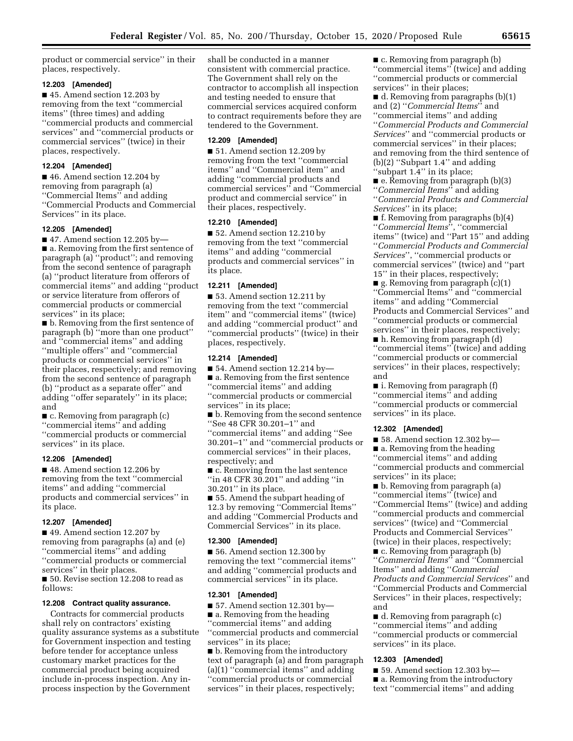product or commercial service'' in their places, respectively.

**12.203 [Amended]**

■ 45. Amend section 12.203 by removing from the text ''commercial items'' (three times) and adding ''commercial products and commercial services'' and ''commercial products or commercial services'' (twice) in their places, respectively.

**12.204 [Amended]**

■ 46. Amend section 12.204 by removing from paragraph (a) ''Commercial Items'' and adding ''Commercial Products and Commercial Services'' in its place.

**12.205 [Amended]**

■ 47. Amend section 12.205 by—

■ a. Removing from the first sentence of paragraph (a) ''product''; and removing from the second sentence of paragraph (a) ''product literature from offerors of commercial items'' and adding ''product or service literature from offerors of commercial products or commercial services'' in its place;

■ b. Removing from the first sentence of paragraph (b) ''more than one product'' and ''commercial items'' and adding ''multiple offers'' and ''commercial products or commercial services'' in their places, respectively; and removing from the second sentence of paragraph (b) ''product as a separate offer'' and adding ''offer separately'' in its place; and

■ c. Removing from paragraph (c) ''commercial items'' and adding ''commercial products or commercial services'' in its place.

**12.206 [Amended]**

■ 48. Amend section 12.206 by removing from the text ''commercial items'' and adding ''commercial products and commercial services'' in its place.

**12.207 [Amended]**

■ 49. Amend section 12.207 by removing from paragraphs (a) and (e) ''commercial items'' and adding ''commercial products or commercial services'' in their places.

■ 50. Revise section 12.208 to read as follows:

**12.208 Contract quality assurance.**

Contracts for commercial products shall rely on contractors' existing quality assurance systems as a substitute for Government inspection and testing before tender for acceptance unless customary market practices for the commercial product being acquired include in-process inspection. Any in-process inspection by the Government shall be conducted in a manner consistent with commercial practice. The Government shall rely on the contractor to accomplish all inspection and testing needed to ensure that commercial services acquired conform to contract requirements before they are tendered to the Government.

**12.209 [Amended]**

■ 51. Amend section 12.209 by removing from the text ''commercial items'' and ''Commercial item'' and adding ''commercial products and commercial services'' and ''Commercial product and commercial service'' in their places, respectively.

**12.210 [Amended]**

■ 52. Amend section 12.210 by removing from the text ''commercial items'' and adding ''commercial products and commercial services'' in its place.

**12.211 [Amended]**

■ 53. Amend section 12.211 by removing from the text ''commercial item'' and ''commercial items'' (twice) and adding ''commercial product'' and ''commercial products'' (twice) in their places, respectively.

**12.214 [Amended]**

■ 54. Amend section 12.214 by—

■ a. Removing from the first sentence ''commercial items'' and adding ''commercial products or commercial services'' in its place;

■ b. Removing from the second sentence ''See 48 CFR 30.201–1'' and ''commercial items'' and adding ''See 30.201–1'' and ''commercial products or commercial services'' in their places, respectively; and

■ c. Removing from the last sentence ''in 48 CFR 30.201'' and adding ''in 30.201'' in its place.

■ 55. Amend the subpart heading of 12.3 by removing ''Commercial Items'' and adding ''Commercial Products and Commercial Services'' in its place.

**12.300 [Amended]**

■ 56. Amend section 12.300 by removing the text ''commercial items'' and adding ''commercial products and commercial services'' in its place.

**12.301 [Amended]**

■ 57. Amend section 12.301 by—

■ a. Removing from the heading ''commercial items'' and adding ''commercial products and commercial services'' in its place;

■ b. Removing from the introductory text of paragraph (a) and from paragraph (a)(1) ''commercial items'' and adding ''commercial products or commercial services'' in their places, respectively;

■ c. Removing from paragraph (b) ''commercial items'' (twice) and adding ''commercial products or commercial services'' in their places;

■ d. Removing from paragraphs (b)(1) and (2) ''*Commercial Items*'' and ''commercial items'' and adding ''*Commercial Products and Commercial Services*'' and ''commercial products or commercial services'' in their places; and removing from the third sentence of (b)(2) ''Subpart 1.4'' and adding ''subpart 1.4'' in its place;

■ e. Removing from paragraph (b)(3) ''*Commercial Items*'' and adding ''*Commercial Products and Commercial Services*'' in its place;

■ f. Removing from paragraphs (b)(4) ''*Commercial Items*'', ''commercial items'' (twice) and ''Part 15'' and adding ''*Commercial Products and Commercial Services*'', ''commercial products or commercial services'' (twice) and ''part 15'' in their places, respectively;

■ g. Removing from paragraph (c)(1) ''Commercial Items'' and ''commercial items'' and adding ''Commercial Products and Commercial Services'' and ''commercial products or commercial services'' in their places, respectively;

■ h. Removing from paragraph (d) ''commercial items'' (twice) and adding ''commercial products or commercial services'' in their places, respectively; and

■ i. Removing from paragraph (f) ''commercial items'' and adding ''commercial products or commercial services'' in its place.

**12.302 [Amended]**

■ 58. Amend section 12.302 by—

■ a. Removing from the heading ''commercial items'' and adding ''commercial products and commercial services'' in its place;

■ b. Removing from paragraph (a) ''commercial items'' (twice) and ''Commercial Items'' (twice) and adding ''commercial products and commercial services'' (twice) and ''Commercial Products and Commercial Services'' (twice) in their places, respectively;

■ c. Removing from paragraph (b) ''*Commercial Items*'' and ''Commercial Items'' and adding ''*Commercial Products and Commercial Services*'' and ''Commercial Products and Commercial Services'' in their places, respectively; and

■ d. Removing from paragraph (c) ''commercial items'' and adding ''commercial products or commercial services'' in its place.

**12.303 [Amended]**

■ 59. Amend section 12.303 by—

■ a. Removing from the introductory text ''commercial items'' and adding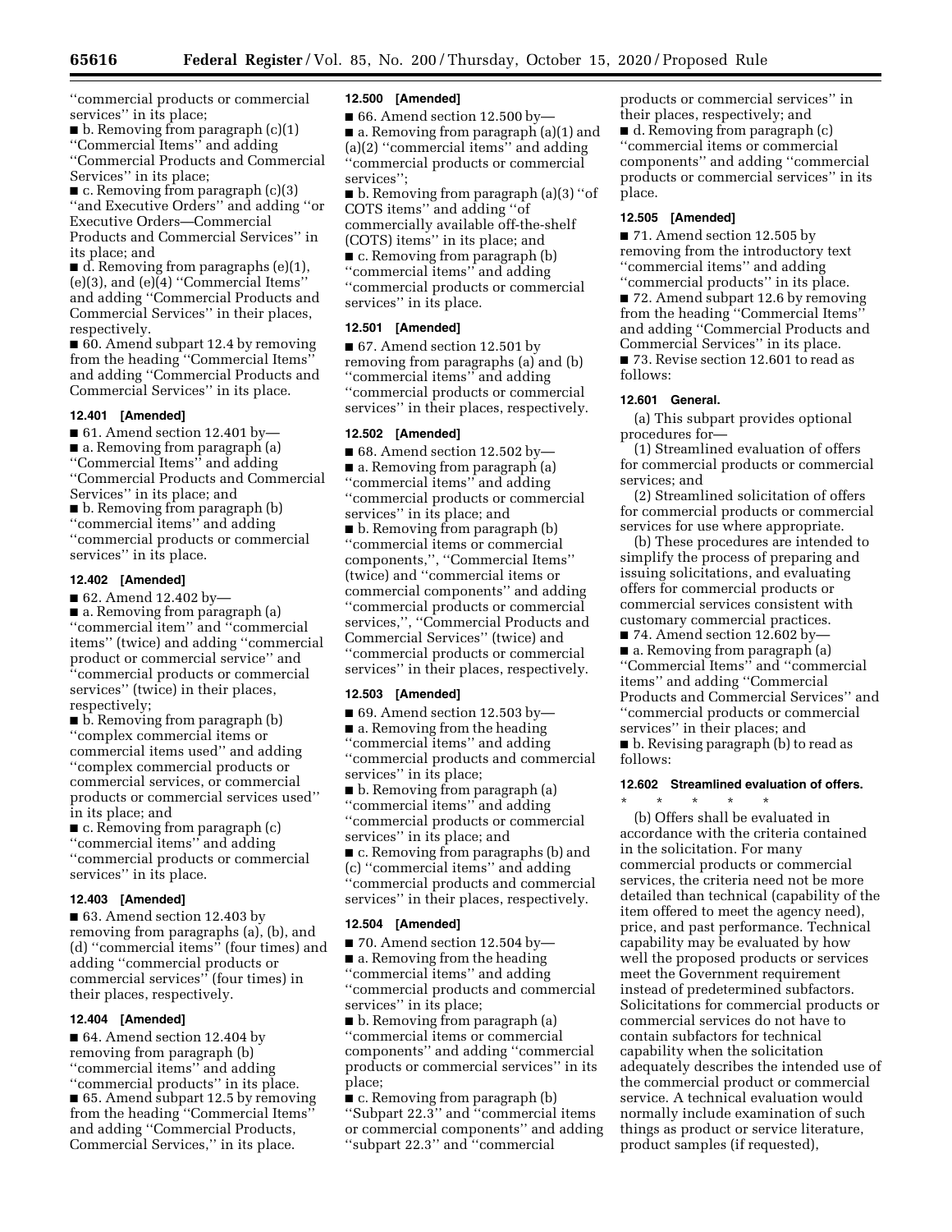''commercial products or commercial services'' in its place;

■ b. Removing from paragraph (c)(1) ''Commercial Items'' and adding ''Commercial Products and Commercial Services'' in its place;

■ c. Removing from paragraph (c)(3) ''and Executive Orders'' and adding ''or Executive Orders—Commercial Products and Commercial Services'' in its place; and

■ d. Removing from paragraphs (e)(1), (e)(3), and (e)(4) ''Commercial Items'' and adding ''Commercial Products and Commercial Services'' in their places, respectively.

■ 60. Amend subpart 12.4 by removing from the heading ''Commercial Items'' and adding ''Commercial Products and Commercial Services'' in its place.

### 12.401 [Amended]

■ 61. Amend section 12.401 by—

■ a. Removing from paragraph (a) ''Commercial Items'' and adding ''Commercial Products and Commercial Services'' in its place; and

■ b. Removing from paragraph (b) ''commercial items'' and adding ''commercial products or commercial services'' in its place.

### 12.402 [Amended]

■ 62. Amend 12.402 by—

■ a. Removing from paragraph (a) ''commercial item'' and ''commercial items'' (twice) and adding ''commercial product or commercial service'' and ''commercial products or commercial services'' (twice) in their places, respectively;

■ b. Removing from paragraph (b) ''complex commercial items or commercial items used'' and adding ''complex commercial products or commercial services, or commercial products or commercial services used'' in its place; and

■ c. Removing from paragraph (c) ''commercial items'' and adding ''commercial products or commercial services'' in its place.

### 12.403 [Amended]

■ 63. Amend section 12.403 by removing from paragraphs (a), (b), and (d) ''commercial items'' (four times) and adding ''commercial products or commercial services'' (four times) in their places, respectively.

### 12.404 [Amended]

■ 64. Amend section 12.404 by removing from paragraph (b) ''commercial items'' and adding ''commercial products'' in its place.

■ 65. Amend subpart 12.5 by removing from the heading ''Commercial Items'' and adding ''Commercial Products, Commercial Services,'' in its place.

### 12.500 [Amended]

■ 66. Amend section 12.500 by—

■ a. Removing from paragraph (a)(1) and (a)(2) ''commercial items'' and adding ''commercial products or commercial services'';

■ b. Removing from paragraph (a)(3) ''of COTS items'' and adding ''of commercially available off-the-shelf (COTS) items'' in its place; and

■ c. Removing from paragraph (b) ''commercial items'' and adding ''commercial products or commercial services'' in its place.

### 12.501 [Amended]

■ 67. Amend section 12.501 by removing from paragraphs (a) and (b) ''commercial items'' and adding ''commercial products or commercial services'' in their places, respectively.

### 12.502 [Amended]

■ 68. Amend section 12.502 by—

■ a. Removing from paragraph (a) ''commercial items'' and adding ''commercial products or commercial services'' in its place; and

■ b. Removing from paragraph (b) ''commercial items or commercial components,'', ''Commercial Items'' (twice) and ''commercial items or commercial components'' and adding ''commercial products or commercial services,'', ''Commercial Products and Commercial Services'' (twice) and ''commercial products or commercial services'' in their places, respectively.

### 12.503 [Amended]

■ 69. Amend section 12.503 by—

■ a. Removing from the heading ''commercial items'' and adding ''commercial products and commercial services'' in its place;

■ b. Removing from paragraph (a) ''commercial items'' and adding ''commercial products or commercial services'' in its place; and

■ c. Removing from paragraphs (b) and (c) ''commercial items'' and adding ''commercial products and commercial services'' in their places, respectively.

### 12.504 [Amended]

■ 70. Amend section 12.504 by—

■ a. Removing from the heading ''commercial items'' and adding ''commercial products and commercial services'' in its place;

■ b. Removing from paragraph (a) ''commercial items or commercial components'' and adding ''commercial products or commercial services'' in its place;

■ c. Removing from paragraph (b) ''Subpart 22.3'' and ''commercial items or commercial components'' and adding ''subpart 22.3'' and ''commercial products or commercial services'' in their places, respectively; and

■ d. Removing from paragraph (c) ''commercial items or commercial components'' and adding ''commercial products or commercial services'' in its place.

### 12.505 [Amended]

■ 71. Amend section 12.505 by removing from the introductory text ''commercial items'' and adding ''commercial products'' in its place.

■ 72. Amend subpart 12.6 by removing from the heading ''Commercial Items'' and adding ''Commercial Products and Commercial Services'' in its place.

■ 73. Revise section 12.601 to read as follows:

### 12.601 General.

(a) This subpart provides optional procedures for—

(1) Streamlined evaluation of offers for commercial products or commercial services; and

(2) Streamlined solicitation of offers for commercial products or commercial services for use where appropriate.

(b) These procedures are intended to simplify the process of preparing and issuing solicitations, and evaluating offers for commercial products or commercial services consistent with customary commercial practices.

■ 74. Amend section 12.602 by—

■ a. Removing from paragraph (a) ''Commercial Items'' and ''commercial items'' and adding ''Commercial Products and Commercial Services'' and ''commercial products or commercial services'' in their places; and

■ b. Revising paragraph (b) to read as follows:

### 12.602 Streamlined evaluation of offers.

\* \* \* \* \*

(b) Offers shall be evaluated in accordance with the criteria contained in the solicitation. For many commercial products or commercial services, the criteria need not be more detailed than technical (capability of the item offered to meet the agency need), price, and past performance. Technical capability may be evaluated by how well the proposed products or services meet the Government requirement instead of predetermined subfactors. Solicitations for commercial products or commercial services do not have to contain subfactors for technical capability when the solicitation adequately describes the intended use of the commercial product or commercial service. A technical evaluation would normally include examination of such things as product or service literature, product samples (if requested),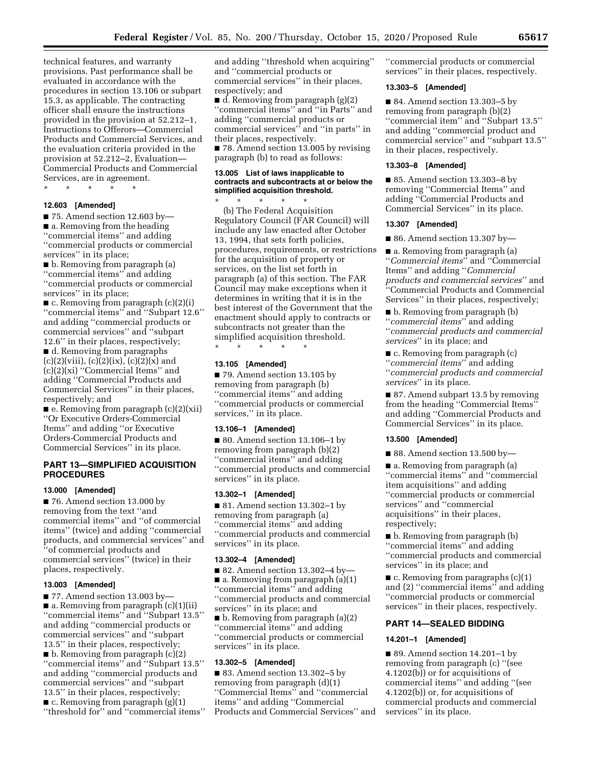technical features, and warranty provisions. Past performance shall be evaluated in accordance with the procedures in section 13.106 or subpart 15.3, as applicable. The contracting officer shall ensure the instructions provided in the provision at 52.212–1, Instructions to Offerors—Commercial Products and Commercial Services, and the evaluation criteria provided in the provision at 52.212–2, Evaluation—Commercial Products and Commercial Services, are in agreement.

\* \* \* \* \*

**12.603 [Amended]**

■ 75. Amend section 12.603 by—

■ a. Removing from the heading ''commercial items'' and adding ''commercial products or commercial services'' in its place;

■ b. Removing from paragraph (a) ''commercial items'' and adding ''commercial products or commercial services'' in its place;

■ c. Removing from paragraph (c)(2)(i) ''commercial items'' and ''Subpart 12.6'' and adding ''commercial products or commercial services'' and ''subpart 12.6'' in their places, respectively;

■ d. Removing from paragraphs (c)(2)(viii), (c)(2)(ix), (c)(2)(x) and (c)(2)(xi) ''Commercial Items'' and adding ''Commercial Products and Commercial Services'' in their places, respectively; and

■ e. Removing from paragraph (c)(2)(xii) ''Or Executive Orders-Commercial Items'' and adding ''or Executive Orders-Commercial Products and Commercial Services'' in its place.

## PART 13—SIMPLIFIED ACQUISITION PROCEDURES

**13.000 [Amended]**

■ 76. Amend section 13.000 by removing from the text ''and commercial items'' and ''of commercial items'' (twice) and adding ''commercial products, and commercial services'' and ''of commercial products and commercial services'' (twice) in their places, respectively.

**13.003 [Amended]**

■ 77. Amend section 13.003 by—

■ a. Removing from paragraph (c)(1)(ii) ''commercial items'' and ''Subpart 13.5'' and adding ''commercial products or commercial services'' and ''subpart 13.5'' in their places, respectively;

■ b. Removing from paragraph (c)(2) ''commercial items'' and ''Subpart 13.5'' and adding ''commercial products and commercial services'' and ''subpart 13.5'' in their places, respectively;

■ c. Removing from paragraph (g)(1) ''threshold for'' and ''commercial items'' and adding ''threshold when acquiring'' and ''commercial products or commercial services'' in their places, respectively; and

■ d. Removing from paragraph (g)(2) ''commercial items'' and ''in Parts'' and adding ''commercial products or commercial services'' and ''in parts'' in their places, respectively.

■ 78. Amend section 13.005 by revising paragraph (b) to read as follows:

**13.005 List of laws inapplicable to contracts and subcontracts at or below the simplified acquisition threshold.**

\* \* \* \* \*

(b) The Federal Acquisition Regulatory Council (FAR Council) will include any law enacted after October 13, 1994, that sets forth policies, procedures, requirements, or restrictions for the acquisition of property or services, on the list set forth in paragraph (a) of this section. The FAR Council may make exceptions when it determines in writing that it is in the best interest of the Government that the enactment should apply to contracts or subcontracts not greater than the simplified acquisition threshold.

\* \* \* \* \*

**13.105 [Amended]**

■ 79. Amend section 13.105 by removing from paragraph (b) ''commercial items'' and adding ''commercial products or commercial services,'' in its place.

**13.106–1 [Amended]**

■ 80. Amend section 13.106–1 by removing from paragraph (b)(2) ''commercial items'' and adding ''commercial products and commercial services'' in its place.

**13.302–1 [Amended]**

■ 81. Amend section 13.302–1 by removing from paragraph (a) ''commercial items'' and adding ''commercial products and commercial services'' in its place.

**13.302–4 [Amended]**

■ 82. Amend section 13.302–4 by—

■ a. Removing from paragraph (a)(1) ''commercial items'' and adding ''commercial products and commercial services'' in its place; and

■ b. Removing from paragraph (a)(2) ''commercial items'' and adding ''commercial products or commercial services'' in its place.

**13.302–5 [Amended]**

■ 83. Amend section 13.302–5 by removing from paragraph (d)(1) ''Commercial Items'' and ''commercial items'' and adding ''Commercial Products and Commercial Services'' and ''commercial products or commercial services'' in their places, respectively.

**13.303–5 [Amended]**

■ 84. Amend section 13.303–5 by removing from paragraph (b)(2) ''commercial item'' and ''Subpart 13.5'' and adding ''commercial product and commercial service'' and ''subpart 13.5'' in their places, respectively.

**13.303–8 [Amended]**

■ 85. Amend section 13.303–8 by removing ''Commercial Items'' and adding ''Commercial Products and Commercial Services'' in its place.

**13.307 [Amended]**

■ 86. Amend section 13.307 by—

■ a. Removing from paragraph (a) ''*Commercial items*'' and ''Commercial Items'' and adding ''*Commercial products and commercial services*'' and ''Commercial Products and Commercial Services'' in their places, respectively;

■ b. Removing from paragraph (b) ''*commercial items*'' and adding ''*commercial products and commercial services*'' in its place; and

■ c. Removing from paragraph (c) ''*commercial items*'' and adding ''*commercial products and commercial services*'' in its place.

■ 87. Amend subpart 13.5 by removing from the heading ''Commercial Items'' and adding ''Commercial Products and Commercial Services'' in its place.

**13.500 [Amended]**

■ 88. Amend section 13.500 by—

■ a. Removing from paragraph (a) ''commercial items'' and ''commercial item acquisitions'' and adding ''commercial products or commercial services'' and ''commercial acquisitions'' in their places, respectively;

■ b. Removing from paragraph (b) ''commercial items'' and adding ''commercial products and commercial services'' in its place; and

■ c. Removing from paragraphs (c)(1) and (2) ''commercial items'' and adding ''commercial products or commercial services'' in their places, respectively.

## PART 14—SEALED BIDDING

**14.201–1 [Amended]**

■ 89. Amend section 14.201–1 by removing from paragraph (c) ''(see 4.1202(b)) or for acquisitions of commercial items'' and adding ''(see 4.1202(b)) or, for acquisitions of commercial products and commercial services'' in its place.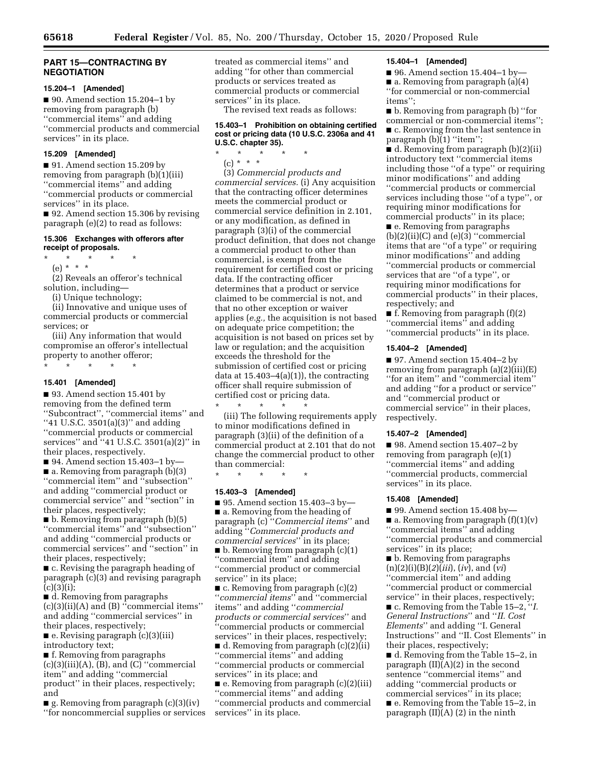## PART 15—CONTRACTING BY NEGOTIATION

### 15.204–1 [Amended]

■ 90. Amend section 15.204–1 by removing from paragraph (b) ''commercial items'' and adding ''commercial products and commercial services'' in its place.

### 15.209 [Amended]

■ 91. Amend section 15.209 by removing from paragraph (b)(1)(iii) ''commercial items'' and adding ''commercial products or commercial services'' in its place.

■ 92. Amend section 15.306 by revising paragraph (e)(2) to read as follows:

### 15.306 Exchanges with offerors after receipt of proposals.

\* \* \* \* \*

(e) \* \* \*

(2) Reveals an offeror's technical solution, including—

(i) Unique technology;

(ii) Innovative and unique uses of commercial products or commercial services; or

(iii) Any information that would compromise an offeror's intellectual property to another offeror;

\* \* \* \* \*

### 15.401 [Amended]

■ 93. Amend section 15.401 by removing from the defined term ''Subcontract'', ''commercial items'' and ''41 U.S.C. 3501(a)(3)'' and adding ''commercial products or commercial services'' and ''41 U.S.C. 3501(a)(2)'' in their places, respectively.

■ 94. Amend section 15.403–1 by—

■ a. Removing from paragraph (b)(3) ''commercial item'' and ''subsection'' and adding ''commercial product or commercial service'' and ''section'' in their places, respectively;

■ b. Removing from paragraph (b)(5) ''commercial items'' and ''subsection'' and adding ''commercial products or commercial services'' and ''section'' in their places, respectively;

■ c. Revising the paragraph heading of paragraph (c)(3) and revising paragraph (c)(3)(i);

■ d. Removing from paragraphs (c)(3)(ii)(A) and (B) ''commercial items'' and adding ''commercial services'' in their places, respectively;

■ e. Revising paragraph (c)(3)(iii) introductory text;

■ f. Removing from paragraphs (c)(3)(iii)(A), (B), and (C) ''commercial item'' and adding ''commercial product'' in their places, respectively; and

■ g. Removing from paragraph (c)(3)(iv) ''for noncommercial supplies or services treated as commercial items'' and adding ''for other than commercial products or services treated as commercial products or commercial services'' in its place.

The revised text reads as follows:

### 15.403–1 Prohibition on obtaining certified cost or pricing data (10 U.S.C. 2306a and 41 U.S.C. chapter 35).

\* \* \* \* \*

(c) \* \* \*

(3) *Commercial products and commercial services.* (i) Any acquisition that the contracting officer determines meets the commercial product or commercial service definition in 2.101, or any modification, as defined in paragraph (3)(i) of the commercial product definition, that does not change a commercial product to other than commercial, is exempt from the requirement for certified cost or pricing data. If the contracting officer determines that a product or service claimed to be commercial is not, and that no other exception or waiver applies (*e.g.,* the acquisition is not based on adequate price competition; the acquisition is not based on prices set by law or regulation; and the acquisition exceeds the threshold for the submission of certified cost or pricing data at 15.403–4(a)(1)), the contracting officer shall require submission of certified cost or pricing data.

\* \* \* \* \*

(iii) The following requirements apply to minor modifications defined in paragraph (3)(ii) of the definition of a commercial product at 2.101 that do not change the commercial product to other than commercial:

\* \* \* \* \*

### 15.403–3 [Amended]

■ 95. Amend section 15.403–3 by—

■ a. Removing from the heading of paragraph (c) ''*Commercial items*'' and adding ''*Commercial products and commercial services*'' in its place;

■ b. Removing from paragraph (c)(1) ''commercial item'' and adding ''commercial product or commercial service'' in its place;

■ c. Removing from paragraph (c)(2) ''*commercial items*'' and ''commercial items'' and adding ''*commercial products or commercial services*'' and ''commercial products or commercial services'' in their places, respectively;

■ d. Removing from paragraph (c)(2)(ii) ''commercial items'' and adding ''commercial products or commercial services'' in its place; and

■ e. Removing from paragraph (c)(2)(iii) ''commercial items'' and adding ''commercial products and commercial services'' in its place.

### 15.404–1 [Amended]

■ 96. Amend section 15.404–1 by—

■ a. Removing from paragraph (a)(4) ''for commercial or non-commercial items'';

■ b. Removing from paragraph (b) ''for commercial or non-commercial items'';

■ c. Removing from the last sentence in paragraph (b)(1) ''item'';

■ d. Removing from paragraph (b)(2)(ii) introductory text ''commercial items including those ''of a type'' or requiring minor modifications'' and adding ''commercial products or commercial services including those ''of a type'', or requiring minor modifications for commercial products'' in its place;

■ e. Removing from paragraphs (b)(2)(ii)(C) and (e)(3) ''commercial items that are ''of a type'' or requiring minor modifications'' and adding ''commercial products or commercial services that are ''of a type'', or requiring minor modifications for commercial products'' in their places, respectively; and

■ f. Removing from paragraph (f)(2) ''commercial items'' and adding ''commercial products'' in its place.

### 15.404–2 [Amended]

■ 97. Amend section 15.404–2 by removing from paragraph (a)(2)(iii)(E) ''for an item'' and ''commercial item'' and adding ''for a product or service'' and ''commercial product or commercial service'' in their places, respectively.

### 15.407–2 [Amended]

■ 98. Amend section 15.407–2 by removing from paragraph (e)(1) ''commercial items'' and adding ''commercial products, commercial services'' in its place.

### 15.408 [Amended]

■ 99. Amend section 15.408 by—

■ a. Removing from paragraph (f)(1)(v) ''commercial items'' and adding ''commercial products and commercial services'' in its place;

■ b. Removing from paragraphs (n)(2)(i)(B)(*2*)(*iii*), (*iv*), and (*vi*) ''commercial item'' and adding ''commercial product or commercial service'' in their places, respectively;

■ c. Removing from the Table 15–2, ''*I. General Instructions*'' and ''*II. Cost Elements*'' and adding ''I. General Instructions'' and ''II. Cost Elements'' in their places, respectively;

■ d. Removing from the Table 15–2, in paragraph (II)(A)(2) in the second sentence ''commercial items'' and adding ''commercial products or commercial services'' in its place;

■ e. Removing from the Table 15–2, in paragraph (II)(A) (2) in the ninth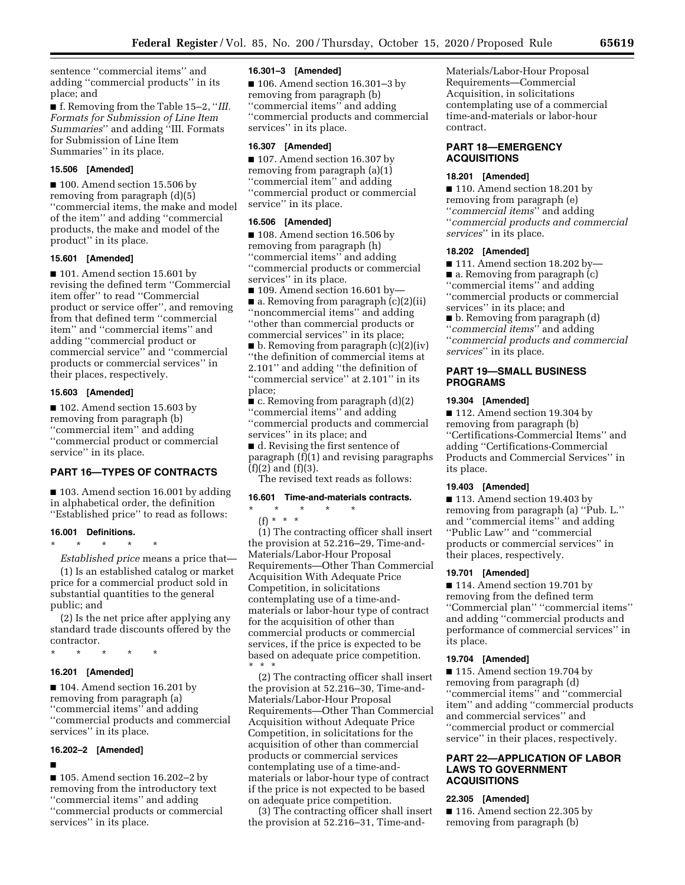sentence ''commercial items'' and adding ''commercial products'' in its place; and

■ f. Removing from the Table 15–2, ''*III. Formats for Submission of Line Item Summaries*'' and adding ''III. Formats for Submission of Line Item Summaries'' in its place.

**15.506 [Amended]**

■ 100. Amend section 15.506 by removing from paragraph (d)(5) ''commercial items, the make and model of the item'' and adding ''commercial products, the make and model of the product'' in its place.

**15.601 [Amended]**

■ 101. Amend section 15.601 by revising the defined term ''Commercial item offer'' to read ''Commercial product or service offer'', and removing from that defined term ''commercial item'' and ''commercial items'' and adding ''commercial product or commercial service'' and ''commercial products or commercial services'' in their places, respectively.

**15.603 [Amended]**

■ 102. Amend section 15.603 by removing from paragraph (b) ''commercial item'' and adding ''commercial product or commercial service'' in its place.

## PART 16—TYPES OF CONTRACTS

■ 103. Amend section 16.001 by adding in alphabetical order, the definition ''Established price'' to read as follows:

**16.001 Definitions.**

\* \* \* \* \*

*Established price* means a price that—

(1) Is an established catalog or market price for a commercial product sold in substantial quantities to the general public; and

(2) Is the net price after applying any standard trade discounts offered by the contractor.

\* \* \* \* \*

**16.201 [Amended]**

■ 104. Amend section 16.201 by removing from paragraph (a) ''commercial items'' and adding ''commercial products and commercial services'' in its place.

**16.202–2 [Amended]**

■

■ 105. Amend section 16.202–2 by removing from the introductory text ''commercial items'' and adding ''commercial products or commercial services'' in its place.

**16.301–3 [Amended]**

■ 106. Amend section 16.301–3 by removing from paragraph (b) ''commercial items'' and adding ''commercial products and commercial services'' in its place.

**16.307 [Amended]**

■ 107. Amend section 16.307 by removing from paragraph (a)(1) ''commercial item'' and adding ''commercial product or commercial service'' in its place.

**16.506 [Amended]**

■ 108. Amend section 16.506 by removing from paragraph (h) ''commercial items'' and adding ''commercial products or commercial services'' in its place.

■ 109. Amend section 16.601 by—

■ a. Removing from paragraph (c)(2)(ii) ''noncommercial items'' and adding ''other than commercial products or commercial services'' in its place;

■ b. Removing from paragraph (c)(2)(iv) ''the definition of commercial items at 2.101'' and adding ''the definition of ''commercial service'' at 2.101'' in its place;

■ c. Removing from paragraph (d)(2) ''commercial items'' and adding ''commercial products and commercial services'' in its place; and

■ d. Revising the first sentence of paragraph (f)(1) and revising paragraphs (f)(2) and (f)(3).

The revised text reads as follows:

**16.601 Time-and-materials contracts.**

\* \* \* \* \*

(f) \* \* \*

(1) The contracting officer shall insert the provision at 52.216–29, Time-and-Materials/Labor-Hour Proposal Requirements—Other Than Commercial Acquisition With Adequate Price Competition, in solicitations contemplating use of a time-and-materials or labor-hour type of contract for the acquisition of other than commercial products or commercial services, if the price is expected to be based on adequate price competition. \* \* \*

(2) The contracting officer shall insert the provision at 52.216–30, Time-and-Materials/Labor-Hour Proposal Requirements—Other Than Commercial Acquisition without Adequate Price Competition, in solicitations for the acquisition of other than commercial products or commercial services contemplating use of a time-and-materials or labor-hour type of contract if the price is not expected to be based on adequate price competition.

(3) The contracting officer shall insert the provision at 52.216–31, Time-and-Materials/Labor-Hour Proposal Requirements—Commercial Acquisition, in solicitations contemplating use of a commercial time-and-materials or labor-hour contract.

## PART 18—EMERGENCY ACQUISITIONS

**18.201 [Amended]**

■ 110. Amend section 18.201 by removing from paragraph (e) ''*commercial items*'' and adding ''*commercial products and commercial services*'' in its place.

**18.202 [Amended]**

■ 111. Amend section 18.202 by—

■ a. Removing from paragraph (c) ''commercial items'' and adding ''commercial products or commercial services'' in its place; and

■ b. Removing from paragraph (d) ''*commercial items*'' and adding ''*commercial products and commercial services*'' in its place.

## PART 19—SMALL BUSINESS PROGRAMS

**19.304 [Amended]**

■ 112. Amend section 19.304 by removing from paragraph (b) ''Certifications-Commercial Items'' and adding ''Certifications-Commercial Products and Commercial Services'' in its place.

**19.403 [Amended]**

■ 113. Amend section 19.403 by removing from paragraph (a) ''Pub. L.'' and ''commercial items'' and adding ''Public Law'' and ''commercial products or commercial services'' in their places, respectively.

**19.701 [Amended]**

■ 114. Amend section 19.701 by removing from the defined term ''Commercial plan'' ''commercial items'' and adding ''commercial products and performance of commercial services'' in its place.

**19.704 [Amended]**

■ 115. Amend section 19.704 by removing from paragraph (d) ''commercial items'' and ''commercial item'' and adding ''commercial products and commercial services'' and ''commercial product or commercial service'' in their places, respectively.

## PART 22—APPLICATION OF LABOR LAWS TO GOVERNMENT ACQUISITIONS

**22.305 [Amended]**

■ 116. Amend section 22.305 by removing from paragraph (b)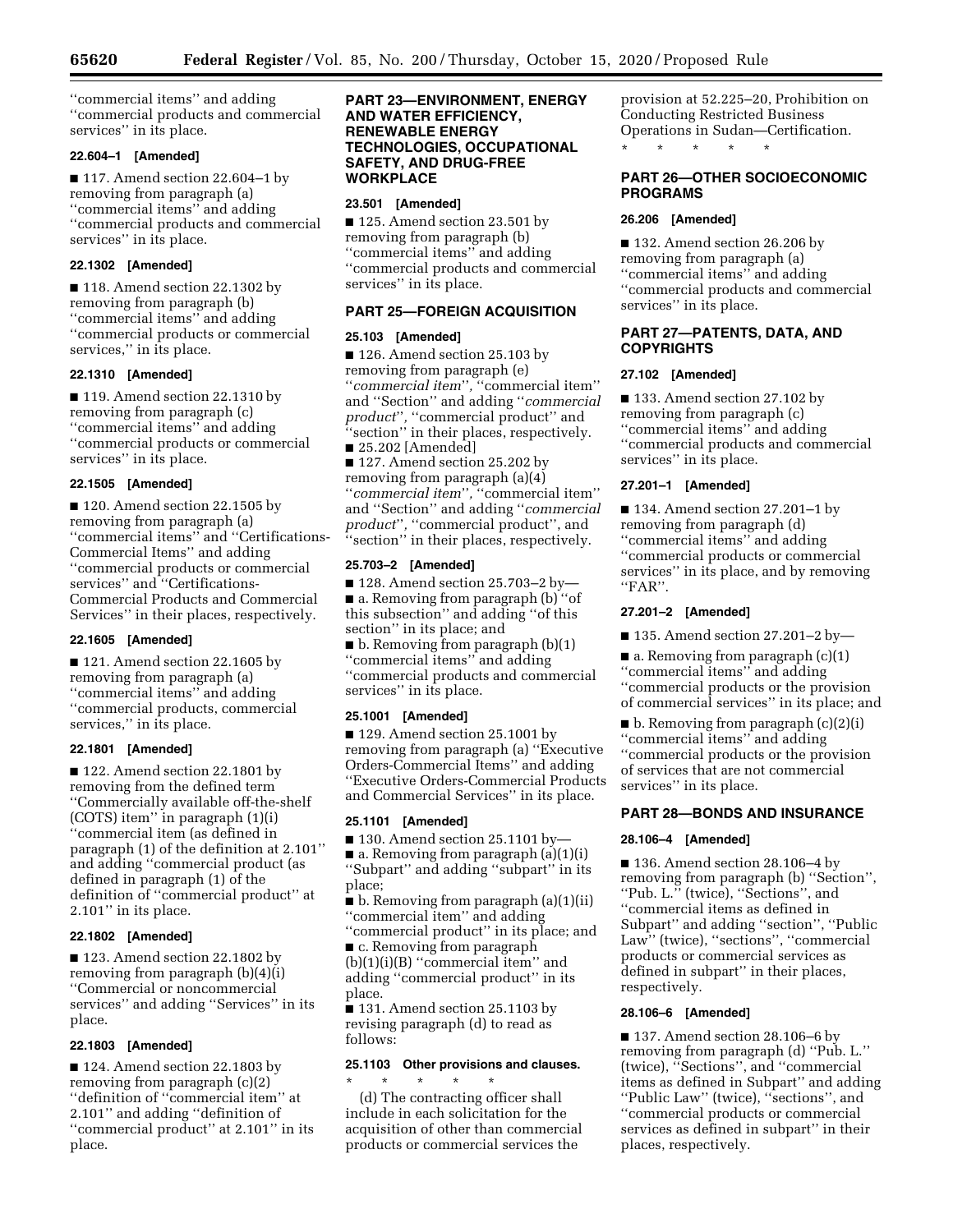''commercial items'' and adding ''commercial products and commercial services'' in its place.

**22.604–1 [Amended]**

■ 117. Amend section 22.604–1 by removing from paragraph (a) ''commercial items'' and adding ''commercial products and commercial services'' in its place.

**22.1302 [Amended]**

■ 118. Amend section 22.1302 by removing from paragraph (b) ''commercial items'' and adding ''commercial products or commercial services,'' in its place.

**22.1310 [Amended]**

■ 119. Amend section 22.1310 by removing from paragraph (c) ''commercial items'' and adding ''commercial products or commercial services'' in its place.

**22.1505 [Amended]**

■ 120. Amend section 22.1505 by removing from paragraph (a) ''commercial items'' and ''Certifications-Commercial Items'' and adding ''commercial products or commercial services'' and ''Certifications-Commercial Products and Commercial Services'' in their places, respectively.

**22.1605 [Amended]**

■ 121. Amend section 22.1605 by removing from paragraph (a) ''commercial items'' and adding ''commercial products, commercial services,'' in its place.

**22.1801 [Amended]**

■ 122. Amend section 22.1801 by removing from the defined term ''Commercially available off-the-shelf (COTS) item'' in paragraph (1)(i) ''commercial item (as defined in paragraph (1) of the definition at 2.101'' and adding ''commercial product (as defined in paragraph (1) of the definition of ''commercial product'' at 2.101'' in its place.

**22.1802 [Amended]**

■ 123. Amend section 22.1802 by removing from paragraph (b)(4)(i) ''Commercial or noncommercial services'' and adding ''Services'' in its place.

**22.1803 [Amended]**

■ 124. Amend section 22.1803 by removing from paragraph (c)(2) ''definition of ''commercial item'' at 2.101'' and adding ''definition of ''commercial product'' at 2.101'' in its place.

## PART 23—ENVIRONMENT, ENERGY AND WATER EFFICIENCY, RENEWABLE ENERGY TECHNOLOGIES, OCCUPATIONAL SAFETY, AND DRUG-FREE WORKPLACE

**23.501 [Amended]**

■ 125. Amend section 23.501 by removing from paragraph (b) ''commercial items'' and adding ''commercial products and commercial services'' in its place.

## PART 25—FOREIGN ACQUISITION

**25.103 [Amended]**

■ 126. Amend section 25.103 by removing from paragraph (e) ''*commercial item*'', ''commercial item'' and ''Section'' and adding ''*commercial product*'', ''commercial product'' and ''section'' in their places, respectively.

■ 25.202 [Amended]

■ 127. Amend section 25.202 by removing from paragraph (a)(4) ''*commercial item*'', ''commercial item'' and ''Section'' and adding ''*commercial product*'', ''commercial product'', and ''section'' in their places, respectively.

**25.703–2 [Amended]**

■ 128. Amend section 25.703–2 by—

■ a. Removing from paragraph (b) ''of this subsection'' and adding ''of this section'' in its place; and

■ b. Removing from paragraph (b)(1) ''commercial items'' and adding ''commercial products and commercial services'' in its place.

**25.1001 [Amended]**

■ 129. Amend section 25.1001 by removing from paragraph (a) ''Executive Orders-Commercial Items'' and adding ''Executive Orders-Commercial Products and Commercial Services'' in its place.

**25.1101 [Amended]**

■ 130. Amend section 25.1101 by—

■ a. Removing from paragraph (a)(1)(i) ''Subpart'' and adding ''subpart'' in its place;

■ b. Removing from paragraph (a)(1)(ii) ''commercial item'' and adding ''commercial product'' in its place; and

■ c. Removing from paragraph (b)(1)(i)(B) ''commercial item'' and adding ''commercial product'' in its place.

■ 131. Amend section 25.1103 by revising paragraph (d) to read as follows:

**25.1103 Other provisions and clauses.**

\* \* \* \* \*

(d) The contracting officer shall include in each solicitation for the acquisition of other than commercial products or commercial services the provision at 52.225–20, Prohibition on Conducting Restricted Business Operations in Sudan—Certification.

\* \* \* \* \*

## PART 26—OTHER SOCIOECONOMIC PROGRAMS

**26.206 [Amended]**

■ 132. Amend section 26.206 by removing from paragraph (a) ''commercial items'' and adding ''commercial products and commercial services'' in its place.

## PART 27—PATENTS, DATA, AND COPYRIGHTS

**27.102 [Amended]**

■ 133. Amend section 27.102 by removing from paragraph (c) ''commercial items'' and adding ''commercial products and commercial services'' in its place.

**27.201–1 [Amended]**

■ 134. Amend section 27.201–1 by removing from paragraph (d) ''commercial items'' and adding ''commercial products or commercial services'' in its place, and by removing ''FAR''.

**27.201–2 [Amended]**

■ 135. Amend section 27.201–2 by—

■ a. Removing from paragraph (c)(1) ''commercial items'' and adding ''commercial products or the provision of commercial services'' in its place; and

■ b. Removing from paragraph (c)(2)(i) ''commercial items'' and adding ''commercial products or the provision of services that are not commercial services'' in its place.

## PART 28—BONDS AND INSURANCE

**28.106–4 [Amended]**

■ 136. Amend section 28.106–4 by removing from paragraph (b) ''Section'', ''Pub. L.'' (twice), ''Sections'', and ''commercial items as defined in Subpart'' and adding ''section'', ''Public Law'' (twice), ''sections'', ''commercial products or commercial services as defined in subpart'' in their places, respectively.

**28.106–6 [Amended]**

■ 137. Amend section 28.106–6 by removing from paragraph (d) ''Pub. L.'' (twice), ''Sections'', and ''commercial items as defined in Subpart'' and adding ''Public Law'' (twice), ''sections'', and ''commercial products or commercial services as defined in subpart'' in their places, respectively.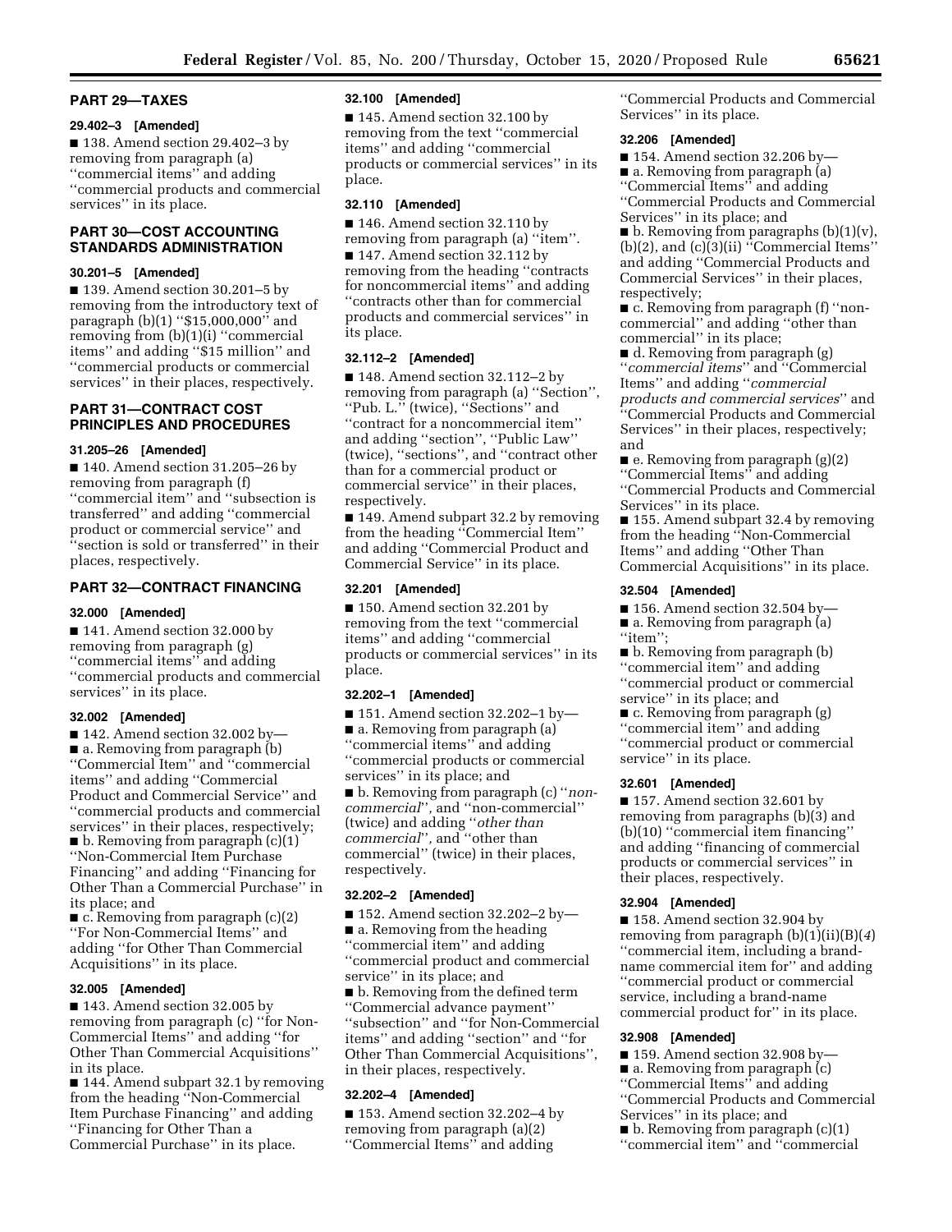## PART 29—TAXES

### 29.402–3 [Amended]

■ 138. Amend section 29.402–3 by removing from paragraph (a) ''commercial items'' and adding ''commercial products and commercial services'' in its place.

## PART 30—COST ACCOUNTING STANDARDS ADMINISTRATION

### 30.201–5 [Amended]

■ 139. Amend section 30.201–5 by removing from the introductory text of paragraph (b)(1) ''$15,000,000'' and removing from (b)(1)(i) ''commercial items'' and adding ''$15 million'' and ''commercial products or commercial services'' in their places, respectively.

## PART 31—CONTRACT COST PRINCIPLES AND PROCEDURES

### 31.205–26 [Amended]

■ 140. Amend section 31.205–26 by removing from paragraph (f) ''commercial item'' and ''subsection is transferred'' and adding ''commercial product or commercial service'' and ''section is sold or transferred'' in their places, respectively.

## PART 32—CONTRACT FINANCING

### 32.000 [Amended]

■ 141. Amend section 32.000 by removing from paragraph (g) ''commercial items'' and adding ''commercial products and commercial services'' in its place.

### 32.002 [Amended]

■ 142. Amend section 32.002 by—

■ a. Removing from paragraph (b) ''Commercial Item'' and ''commercial items'' and adding ''Commercial Product and Commercial Service'' and ''commercial products and commercial services'' in their places, respectively;

■ b. Removing from paragraph (c)(1) ''Non-Commercial Item Purchase Financing'' and adding ''Financing for Other Than a Commercial Purchase'' in its place; and

■ c. Removing from paragraph (c)(2) ''For Non-Commercial Items'' and adding ''for Other Than Commercial Acquisitions'' in its place.

### 32.005 [Amended]

■ 143. Amend section 32.005 by removing from paragraph (c) ''for Non-Commercial Items'' and adding ''for Other Than Commercial Acquisitions'' in its place.

■ 144. Amend subpart 32.1 by removing from the heading ''Non-Commercial Item Purchase Financing'' and adding ''Financing for Other Than a Commercial Purchase'' in its place.

### 32.100 [Amended]

■ 145. Amend section 32.100 by removing from the text ''commercial items'' and adding ''commercial products or commercial services'' in its place.

### 32.110 [Amended]

■ 146. Amend section 32.110 by removing from paragraph (a) ''item''.

■ 147. Amend section 32.112 by removing from the heading ''contracts for noncommercial items'' and adding ''contracts other than for commercial products and commercial services'' in its place.

### 32.112–2 [Amended]

■ 148. Amend section 32.112–2 by removing from paragraph (a) ''Section'', ''Pub. L.'' (twice), ''Sections'' and ''contract for a noncommercial item'' and adding ''section'', ''Public Law'' (twice), ''sections'', and ''contract other than for a commercial product or commercial service'' in their places, respectively.

■ 149. Amend subpart 32.2 by removing from the heading ''Commercial Item'' and adding ''Commercial Product and Commercial Service'' in its place.

### 32.201 [Amended]

■ 150. Amend section 32.201 by removing from the text ''commercial items'' and adding ''commercial products or commercial services'' in its place.

### 32.202–1 [Amended]

■ 151. Amend section 32.202–1 by—

■ a. Removing from paragraph (a) ''commercial items'' and adding ''commercial products or commercial services'' in its place; and

■ b. Removing from paragraph (c) ''*non-commercial*'', and ''non-commercial'' (twice) and adding ''*other than commercial*'', and ''other than commercial'' (twice) in their places, respectively.

### 32.202–2 [Amended]

■ 152. Amend section 32.202–2 by—

■ a. Removing from the heading ''commercial item'' and adding ''commercial product and commercial service'' in its place; and

■ b. Removing from the defined term ''Commercial advance payment'' ''subsection'' and ''for Non-Commercial items'' and adding ''section'' and ''for Other Than Commercial Acquisitions'', in their places, respectively.

### 32.202–4 [Amended]

■ 153. Amend section 32.202–4 by removing from paragraph (a)(2) ''Commercial Items'' and adding ''Commercial Products and Commercial Services'' in its place.

### 32.206 [Amended]

■ 154. Amend section 32.206 by—

■ a. Removing from paragraph (a) ''Commercial Items'' and adding ''Commercial Products and Commercial Services'' in its place; and

■ b. Removing from paragraphs (b)(1)(v), (b)(2), and (c)(3)(ii) ''Commercial Items'' and adding ''Commercial Products and Commercial Services'' in their places, respectively;

■ c. Removing from paragraph (f) ''non-commercial'' and adding ''other than commercial'' in its place;

■ d. Removing from paragraph (g) ''*commercial items*'' and ''Commercial Items'' and adding ''*commercial products and commercial services*'' and ''Commercial Products and Commercial Services'' in their places, respectively; and

■ e. Removing from paragraph (g)(2) ''Commercial Items'' and adding ''Commercial Products and Commercial Services'' in its place.

■ 155. Amend subpart 32.4 by removing from the heading ''Non-Commercial Items'' and adding ''Other Than Commercial Acquisitions'' in its place.

### 32.504 [Amended]

■ 156. Amend section 32.504 by—

■ a. Removing from paragraph (a) ''item'';

■ b. Removing from paragraph (b) ''commercial item'' and adding ''commercial product or commercial service'' in its place; and

■ c. Removing from paragraph (g) ''commercial item'' and adding ''commercial product or commercial service'' in its place.

### 32.601 [Amended]

■ 157. Amend section 32.601 by removing from paragraphs (b)(3) and (b)(10) ''commercial item financing'' and adding ''financing of commercial products or commercial services'' in their places, respectively.

### 32.904 [Amended]

■ 158. Amend section 32.904 by removing from paragraph (b)(1)(ii)(B)(*4*) ''commercial item, including a brand-name commercial item for'' and adding ''commercial product or commercial service, including a brand-name commercial product for'' in its place.

### 32.908 [Amended]

■ 159. Amend section 32.908 by—

■ a. Removing from paragraph (c) ''Commercial Items'' and adding ''Commercial Products and Commercial Services'' in its place; and

■ b. Removing from paragraph (c)(1) ''commercial item'' and ''commercial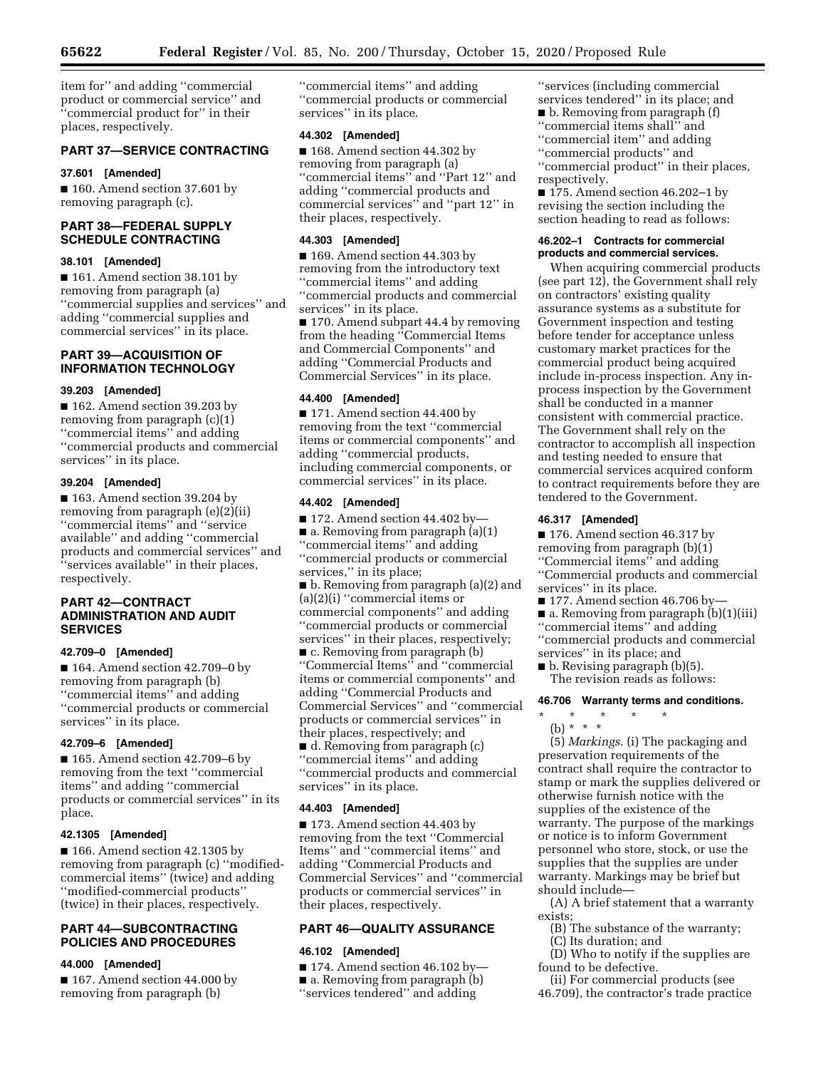item for'' and adding ''commercial product or commercial service'' and ''commercial product for'' in their places, respectively.

## PART 37—SERVICE CONTRACTING

### 37.601 [Amended]

■ 160. Amend section 37.601 by removing paragraph (c).

## PART 38—FEDERAL SUPPLY SCHEDULE CONTRACTING

### 38.101 [Amended]

■ 161. Amend section 38.101 by removing from paragraph (a) ''commercial supplies and services'' and adding ''commercial supplies and commercial services'' in its place.

## PART 39—ACQUISITION OF INFORMATION TECHNOLOGY

### 39.203 [Amended]

■ 162. Amend section 39.203 by removing from paragraph (c)(1) ''commercial items'' and adding ''commercial products and commercial services'' in its place.

### 39.204 [Amended]

■ 163. Amend section 39.204 by removing from paragraph (e)(2)(ii) ''commercial items'' and ''service available'' and adding ''commercial products and commercial services'' and ''services available'' in their places, respectively.

## PART 42—CONTRACT ADMINISTRATION AND AUDIT SERVICES

### 42.709–0 [Amended]

■ 164. Amend section 42.709–0 by removing from paragraph (b) ''commercial items'' and adding ''commercial products or commercial services'' in its place.

### 42.709–6 [Amended]

■ 165. Amend section 42.709–6 by removing from the text ''commercial items'' and adding ''commercial products or commercial services'' in its place.

### 42.1305 [Amended]

■ 166. Amend section 42.1305 by removing from paragraph (c) ''modified-commercial items'' (twice) and adding ''modified-commercial products'' (twice) in their places, respectively.

## PART 44—SUBCONTRACTING POLICIES AND PROCEDURES

### 44.000 [Amended]

■ 167. Amend section 44.000 by removing from paragraph (b) ''commercial items'' and adding ''commercial products or commercial services'' in its place.

### 44.302 [Amended]

■ 168. Amend section 44.302 by removing from paragraph (a) ''commercial items'' and ''Part 12'' and adding ''commercial products and commercial services'' and ''part 12'' in their places, respectively.

### 44.303 [Amended]

■ 169. Amend section 44.303 by removing from the introductory text ''commercial items'' and adding ''commercial products and commercial services'' in its place.

■ 170. Amend subpart 44.4 by removing from the heading ''Commercial Items and Commercial Components'' and adding ''Commercial Products and Commercial Services'' in its place.

### 44.400 [Amended]

■ 171. Amend section 44.400 by removing from the text ''commercial items or commercial components'' and adding ''commercial products, including commercial components, or commercial services'' in its place.

### 44.402 [Amended]

■ 172. Amend section 44.402 by—

■ a. Removing from paragraph (a)(1) ''commercial items'' and adding ''commercial products or commercial services,'' in its place;

■ b. Removing from paragraph (a)(2) and (a)(2)(i) ''commercial items or commercial components'' and adding ''commercial products or commercial services'' in their places, respectively;

■ c. Removing from paragraph (b) ''Commercial Items'' and ''commercial items or commercial components'' and adding ''Commercial Products and Commercial Services'' and ''commercial products or commercial services'' in their places, respectively; and

■ d. Removing from paragraph (c) ''commercial items'' and adding ''commercial products and commercial services'' in its place.

### 44.403 [Amended]

■ 173. Amend section 44.403 by removing from the text ''Commercial Items'' and ''commercial items'' and adding ''Commercial Products and Commercial Services'' and ''commercial products or commercial services'' in their places, respectively.

## PART 46—QUALITY ASSURANCE

### 46.102 [Amended]

■ 174. Amend section 46.102 by—

■ a. Removing from paragraph (b) ''services tendered'' and adding ''services (including commercial services tendered'' in its place; and

■ b. Removing from paragraph (f) ''commercial items shall'' and ''commercial item'' and adding ''commercial products'' and ''commercial product'' in their places, respectively.

■ 175. Amend section 46.202–1 by revising the section including the section heading to read as follows:

### 46.202–1 Contracts for commercial products and commercial services.

When acquiring commercial products (see part 12), the Government shall rely on contractors' existing quality assurance systems as a substitute for Government inspection and testing before tender for acceptance unless customary market practices for the commercial product being acquired include in-process inspection. Any in-process inspection by the Government shall be conducted in a manner consistent with commercial practice. The Government shall rely on the contractor to accomplish all inspection and testing needed to ensure that commercial services acquired conform to contract requirements before they are tendered to the Government.

### 46.317 [Amended]

■ 176. Amend section 46.317 by removing from paragraph (b)(1) ''Commercial items'' and adding ''Commercial products and commercial services'' in its place.

■ 177. Amend section 46.706 by—

■ a. Removing from paragraph (b)(1)(iii) ''commercial items'' and adding ''commercial products and commercial services'' in its place; and

■ b. Revising paragraph (b)(5).

The revision reads as follows:

### 46.706 Warranty terms and conditions.

\* \* \* \* \*

(b) \* \* \*

(5) *Markings.* (i) The packaging and preservation requirements of the contract shall require the contractor to stamp or mark the supplies delivered or otherwise furnish notice with the supplies of the existence of the warranty. The purpose of the markings or notice is to inform Government personnel who store, stock, or use the supplies that the supplies are under warranty. Markings may be brief but should include—

(A) A brief statement that a warranty exists;

(B) The substance of the warranty;

(C) Its duration; and

(D) Who to notify if the supplies are found to be defective.

(ii) For commercial products (see 46.709), the contractor's trade practice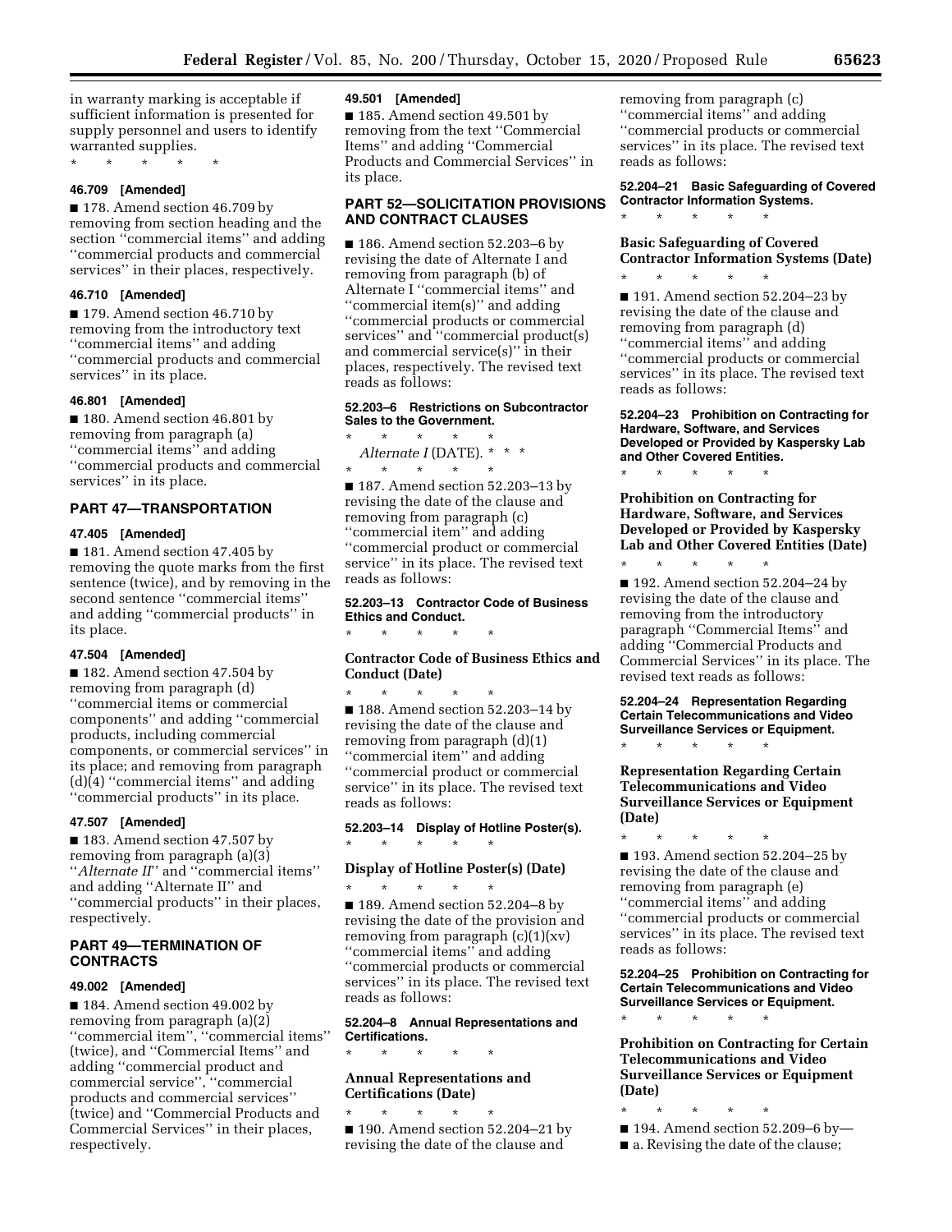in warranty marking is acceptable if sufficient information is presented for supply personnel and users to identify warranted supplies.

\* \* \* \* \*

**46.709 [Amended]**

■ 178. Amend section 46.709 by removing from section heading and the section ''commercial items'' and adding ''commercial products and commercial services'' in their places, respectively.

**46.710 [Amended]**

■ 179. Amend section 46.710 by removing from the introductory text ''commercial items'' and adding ''commercial products and commercial services'' in its place.

**46.801 [Amended]**

■ 180. Amend section 46.801 by removing from paragraph (a) ''commercial items'' and adding ''commercial products and commercial services'' in its place.

## PART 47—TRANSPORTATION

**47.405 [Amended]**

■ 181. Amend section 47.405 by removing the quote marks from the first sentence (twice), and by removing in the second sentence ''commercial items'' and adding ''commercial products'' in its place.

**47.504 [Amended]**

■ 182. Amend section 47.504 by removing from paragraph (d) ''commercial items or commercial components'' and adding ''commercial products, including commercial components, or commercial services'' in its place; and removing from paragraph (d)(4) ''commercial items'' and adding ''commercial products'' in its place.

**47.507 [Amended]**

■ 183. Amend section 47.507 by removing from paragraph (a)(3) ''*Alternate II*'' and ''commercial items'' and adding ''Alternate II'' and ''commercial products'' in their places, respectively.

## PART 49—TERMINATION OF CONTRACTS

**49.002 [Amended]**

■ 184. Amend section 49.002 by removing from paragraph (a)(2) ''commercial item'', ''commercial items'' (twice), and ''Commercial Items'' and adding ''commercial product and commercial service'', ''commercial products and commercial services'' (twice) and ''Commercial Products and Commercial Services'' in their places, respectively.

**49.501 [Amended]**

■ 185. Amend section 49.501 by removing from the text ''Commercial Items'' and adding ''Commercial Products and Commercial Services'' in its place.

## PART 52—SOLICITATION PROVISIONS AND CONTRACT CLAUSES

■ 186. Amend section 52.203–6 by revising the date of Alternate I and removing from paragraph (b) of Alternate I ''commercial items'' and ''commercial item(s)'' and adding ''commercial products or commercial services'' and ''commercial product(s) and commercial service(s)'' in their places, respectively. The revised text reads as follows:

**52.203–6 Restrictions on Subcontractor Sales to the Government.**

\* \* \* \* \*

*Alternate I* (DATE). \* \* \*

\* \* \* \* \*

■ 187. Amend section 52.203–13 by revising the date of the clause and removing from paragraph (c) ''commercial item'' and adding ''commercial product or commercial service'' in its place. The revised text reads as follows:

**52.203–13 Contractor Code of Business Ethics and Conduct.**

\* \* \* \* \*

**Contractor Code of Business Ethics and Conduct (Date)**

\* \* \* \* \*

■ 188. Amend section 52.203–14 by revising the date of the clause and removing from paragraph (d)(1) ''commercial item'' and adding ''commercial product or commercial service'' in its place. The revised text reads as follows:

**52.203–14 Display of Hotline Poster(s).**

\* \* \* \* \*

**Display of Hotline Poster(s) (Date)**

\* \* \* \* \*

■ 189. Amend section 52.204–8 by revising the date of the provision and removing from paragraph (c)(1)(xv) ''commercial items'' and adding ''commercial products or commercial services'' in its place. The revised text reads as follows:

**52.204–8 Annual Representations and Certifications.**

\* \* \* \* \*

**Annual Representations and Certifications (Date)**

\* \* \* \* \*

■ 190. Amend section 52.204–21 by revising the date of the clause and removing from paragraph (c) ''commercial items'' and adding ''commercial products or commercial services'' in its place. The revised text reads as follows:

**52.204–21 Basic Safeguarding of Covered Contractor Information Systems.**

\* \* \* \* \*

**Basic Safeguarding of Covered Contractor Information Systems (Date)**

\* \* \* \* \*

■ 191. Amend section 52.204–23 by revising the date of the clause and removing from paragraph (d) ''commercial items'' and adding ''commercial products or commercial services'' in its place. The revised text reads as follows:

**52.204–23 Prohibition on Contracting for Hardware, Software, and Services Developed or Provided by Kaspersky Lab and Other Covered Entities.**

\* \* \* \* \*

**Prohibition on Contracting for Hardware, Software, and Services Developed or Provided by Kaspersky Lab and Other Covered Entities (Date)**

\* \* \* \* \*

■ 192. Amend section 52.204–24 by revising the date of the clause and removing from the introductory paragraph ''Commercial Items'' and adding ''Commercial Products and Commercial Services'' in its place. The revised text reads as follows:

**52.204–24 Representation Regarding Certain Telecommunications and Video Surveillance Services or Equipment.**

\* \* \* \* \*

**Representation Regarding Certain Telecommunications and Video Surveillance Services or Equipment (Date)**

\* \* \* \* \*

■ 193. Amend section 52.204–25 by revising the date of the clause and removing from paragraph (e) ''commercial items'' and adding ''commercial products or commercial services'' in its place. The revised text reads as follows:

**52.204–25 Prohibition on Contracting for Certain Telecommunications and Video Surveillance Services or Equipment.**

\* \* \* \* \*

**Prohibition on Contracting for Certain Telecommunications and Video Surveillance Services or Equipment (Date)**

\* \* \* \* \*

■ 194. Amend section 52.209–6 by—

■ a. Revising the date of the clause;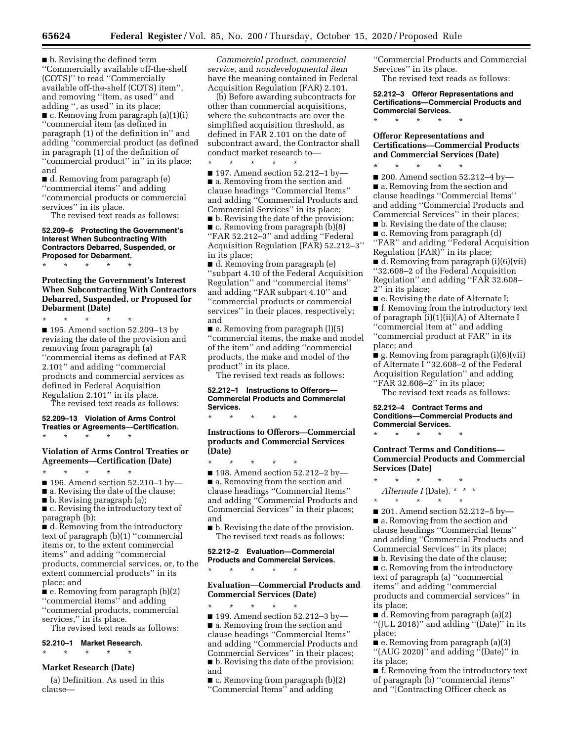■ b. Revising the defined term ''Commercially available off-the-shelf (COTS)'' to read ''Commercially available off-the-shelf (COTS) item'', and removing ''item, as used'' and adding '', as used'' in its place;

■ c. Removing from paragraph (a)(1)(i) ''commercial item (as defined in paragraph (1) of the definition in'' and adding ''commercial product (as defined in paragraph (1) of the definition of ''commercial product'' in'' in its place; and

■ d. Removing from paragraph (e) ''commercial items'' and adding ''commercial products or commercial services'' in its place.

The revised text reads as follows:

**52.209–6 Protecting the Government's Interest When Subcontracting With Contractors Debarred, Suspended, or Proposed for Debarment.**

\* \* \* \* \*

**Protecting the Government's Interest When Subcontracting With Contractors Debarred, Suspended, or Proposed for Debarment (Date)**

\* \* \* \* \*

■ 195. Amend section 52.209–13 by revising the date of the provision and removing from paragraph (a) ''commercial items as defined at FAR 2.101'' and adding ''commercial products and commercial services as defined in Federal Acquisition Regulation 2.101'' in its place.

The revised text reads as follows:

**52.209–13 Violation of Arms Control Treaties or Agreements—Certification.**

\* \* \* \* \*

**Violation of Arms Control Treaties or Agreements—Certification (Date)**

\* \* \* \* \*

■ 196. Amend section 52.210–1 by—

■ a. Revising the date of the clause;

■ b. Revising paragraph (a);

■ c. Revising the introductory text of paragraph (b);

■ d. Removing from the introductory text of paragraph (b)(1) ''commercial items or, to the extent commercial items'' and adding ''commercial products, commercial services, or, to the extent commercial products'' in its place; and

■ e. Removing from paragraph (b)(2) ''commercial items'' and adding ''commercial products, commercial services,'' in its place.

The revised text reads as follows:

**52.210–1 Market Research.**

\* \* \* \* \*

**Market Research (Date)**

(a) Definition. As used in this clause—

*Commercial product, commercial service,* and *nondevelopmental item* have the meaning contained in Federal Acquisition Regulation (FAR) 2.101.

(b) Before awarding subcontracts for other than commercial acquisitions, where the subcontracts are over the simplified acquisition threshold, as defined in FAR 2.101 on the date of subcontract award, the Contractor shall conduct market research to—

\* \* \* \* \*

■ 197. Amend section 52.212–1 by—

■ a. Removing from the section and clause headings ''Commercial Items'' and adding ''Commercial Products and Commercial Services'' in its place;

■ b. Revising the date of the provision;

■ c. Removing from paragraph (b)(8) ''FAR 52.212–3'' and adding ''Federal Acquisition Regulation (FAR) 52.212–3'' in its place;

■ d. Removing from paragraph (e) ''subpart 4.10 of the Federal Acquisition Regulation'' and ''commercial items'' and adding ''FAR subpart 4.10'' and ''commercial products or commercial services'' in their places, respectively; and

■ e. Removing from paragraph (l)(5) ''commercial items, the make and model of the item'' and adding ''commercial products, the make and model of the product'' in its place.

The revised text reads as follows:

**52.212–1 Instructions to Offerors—Commercial Products and Commercial Services.**

\* \* \* \* \*

**Instructions to Offerors—Commercial products and Commercial Services (Date)**

\* \* \* \* \*

■ 198. Amend section 52.212–2 by—

■ a. Removing from the section and clause headings ''Commercial Items'' and adding ''Commercial Products and Commercial Services'' in their places; and

■ b. Revising the date of the provision.

The revised text reads as follows:

**52.212–2 Evaluation—Commercial Products and Commercial Services.**

\* \* \* \* \*

**Evaluation—Commercial Products and Commercial Services (Date)**

\* \* \* \* \*

■ 199. Amend section 52.212–3 by—

■ a. Removing from the section and clause headings ''Commercial Items'' and adding ''Commercial Products and Commercial Services'' in their places;

■ b. Revising the date of the provision; and

■ c. Removing from paragraph (b)(2) ''Commercial Items'' and adding ''Commercial Products and Commercial Services'' in its place.

The revised text reads as follows:

**52.212–3 Offeror Representations and Certifications—Commercial Products and Commercial Services.**

\* \* \* \* \*

**Offeror Representations and Certifications—Commercial Products and Commercial Services (Date)**

\* \* \* \* \*

■ 200. Amend section 52.212–4 by—

■ a. Removing from the section and clause headings ''Commercial Items'' and adding ''Commercial Products and Commercial Services'' in their places;

■ b. Revising the date of the clause;

■ c. Removing from paragraph (d) ''FAR'' and adding ''Federal Acquisition Regulation (FAR)'' in its place;

■ d. Removing from paragraph (i)(6)(vii) ''32.608–2 of the Federal Acquisition Regulation'' and adding ''FAR 32.608–2'' in its place;

■ e. Revising the date of Alternate I;

■ f. Removing from the introductory text of paragraph (i)(1)(ii)(A) of Alternate I ''commercial item at'' and adding ''commercial product at FAR'' in its place; and

■ g. Removing from paragraph (i)(6)(vii) of Alternate I ''32.608–2 of the Federal Acquisition Regulation'' and adding ''FAR 32.608–2'' in its place;

The revised text reads as follows:

**52.212–4 Contract Terms and Conditions—Commercial Products and Commercial Services.**

\* \* \* \* \*

**Contract Terms and Conditions—Commercial Products and Commercial Services (Date)**

\* \* \* \* \*

*Alternate I* (Date). \* \* \*

\* \* \* \* \*

■ 201. Amend section 52.212–5 by—

■ a. Removing from the section and clause headings ''Commercial Items'' and adding ''Commercial Products and Commercial Services'' in its place;

■ b. Revising the date of the clause;

■ c. Removing from the introductory text of paragraph (a) ''commercial items'' and adding ''commercial products and commercial services'' in its place;

■ d. Removing from paragraph (a)(2) ''(JUL 2018)'' and adding ''(Date)'' in its place;

■ e. Removing from paragraph (a)(3) ''(AUG 2020)'' and adding ''(Date)'' in its place;

■ f. Removing from the introductory text of paragraph (b) ''commercial items'' and ''[Contracting Officer check as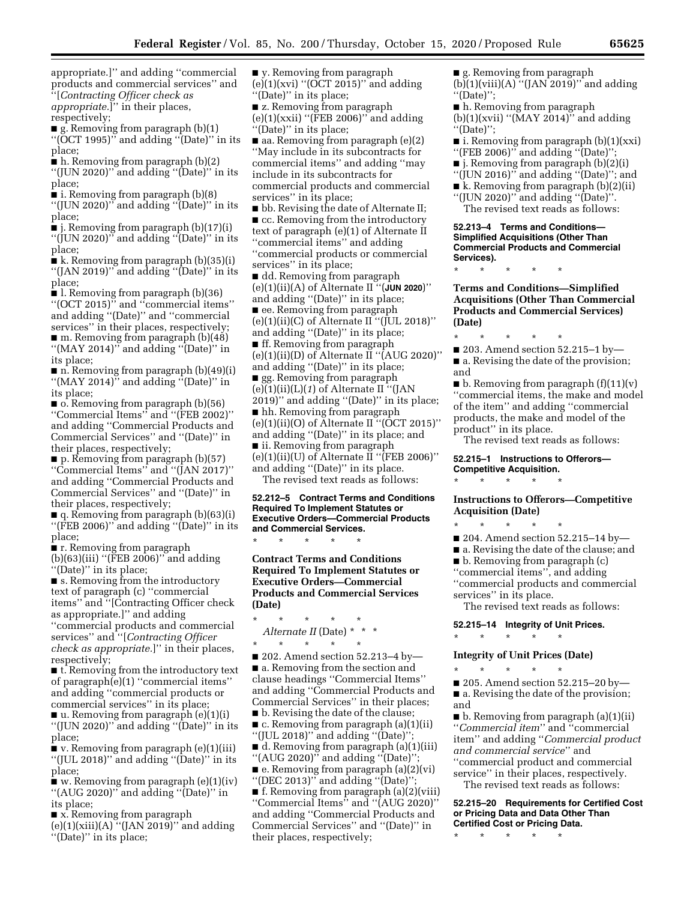appropriate.]'' and adding ''commercial products and commercial services'' and ''[*Contracting Officer check as appropriate.*]'' in their places, respectively;

■ g. Removing from paragraph (b)(1) ''(OCT 1995)'' and adding ''(Date)'' in its place;

■ h. Removing from paragraph (b)(2) ''(JUN 2020)'' and adding ''(Date)'' in its place;

■ i. Removing from paragraph (b)(8) ''(JUN 2020)'' and adding ''(Date)'' in its place;

■ j. Removing from paragraph (b)(17)(i) ''(JUN 2020)'' and adding ''(Date)'' in its place;

■ k. Removing from paragraph (b)(35)(i) ''(JAN 2019)'' and adding ''(Date)'' in its place;

■ l. Removing from paragraph (b)(36) ''(OCT 2015)'' and ''commercial items'' and adding ''(Date)'' and ''commercial services'' in their places, respectively;

■ m. Removing from paragraph (b)(48) ''(MAY 2014)'' and adding ''(Date)'' in its place;

■ n. Removing from paragraph (b)(49)(i) ''(MAY 2014)'' and adding ''(Date)'' in its place;

■ o. Removing from paragraph (b)(56) ''Commercial Items'' and ''(FEB 2002)'' and adding ''Commercial Products and Commercial Services'' and ''(Date)'' in their places, respectively;

■ p. Removing from paragraph (b)(57) ''Commercial Items'' and ''(JAN 2017)'' and adding ''Commercial Products and Commercial Services'' and ''(Date)'' in their places, respectively;

■ q. Removing from paragraph (b)(63)(i) ''(FEB 2006)'' and adding ''(Date)'' in its place;

■ r. Removing from paragraph (b)(63)(iii) ''(FEB 2006)'' and adding ''(Date)'' in its place;

■ s. Removing from the introductory text of paragraph (c) ''commercial items'' and ''[Contracting Officer check as appropriate.]'' and adding ''commercial products and commercial services'' and ''[*Contracting Officer check as appropriate.*]'' in their places, respectively;

■ t. Removing from the introductory text of paragraph(e)(1) ''commercial items'' and adding ''commercial products or commercial services'' in its place;

■ u. Removing from paragraph (e)(1)(i) ''(JUN 2020)'' and adding ''(Date)'' in its place;

■ v. Removing from paragraph (e)(1)(iii) ''(JUL 2018)'' and adding ''(Date)'' in its place;

■ w. Removing from paragraph (e)(1)(iv) ''(AUG 2020)'' and adding ''(Date)'' in its place;

■ x. Removing from paragraph (e)(1)(xiii)(A) ''(JAN 2019)'' and adding ''(Date)'' in its place;

■ y. Removing from paragraph (e)(1)(xvi) ''(OCT 2015)'' and adding ''(Date)'' in its place;

■ z. Removing from paragraph (e)(1)(xxii) ''(FEB 2006)'' and adding ''(Date)'' in its place;

■ aa. Removing from paragraph (e)(2) ''May include in its subcontracts for commercial items'' and adding ''may include in its subcontracts for commercial products and commercial services'' in its place;

■ bb. Revising the date of Alternate II;

■ cc. Removing from the introductory text of paragraph (e)(1) of Alternate II ''commercial items'' and adding ''commercial products or commercial services'' in its place;

■ dd. Removing from paragraph (e)(1)(ii)(A) of Alternate II ''(**JUN 2020**)'' and adding ''(Date)'' in its place;

■ ee. Removing from paragraph (e)(1)(ii)(C) of Alternate II ''(JUL 2018)'' and adding ''(Date)'' in its place;

■ ff. Removing from paragraph (e)(1)(ii)(D) of Alternate II ''(AUG 2020)'' and adding ''(Date)'' in its place;

■ gg. Removing from paragraph (e)(1)(ii)(L)(*1*) of Alternate II ''(JAN 2019)'' and adding ''(Date)'' in its place;

■ hh. Removing from paragraph (e)(1)(ii)(O) of Alternate II ''(OCT 2015)'' and adding ''(Date)'' in its place; and

■ ii. Removing from paragraph (e)(1)(ii)(U) of Alternate II ''(FEB 2006)'' and adding ''(Date)'' in its place.

The revised text reads as follows:

**52.212–5 Contract Terms and Conditions Required To Implement Statutes or Executive Orders—Commercial Products and Commercial Services.**

\* \* \* \* \*

**Contract Terms and Conditions Required To Implement Statutes or Executive Orders—Commercial Products and Commercial Services (Date)**

\* \* \* \* \*

*Alternate II* (Date) \* \* \*

\* \* \* \* \*

■ 202. Amend section 52.213–4 by—

■ a. Removing from the section and clause headings ''Commercial Items'' and adding ''Commercial Products and Commercial Services'' in their places;

■ b. Revising the date of the clause;

■ c. Removing from paragraph (a)(1)(ii) ''(JUL 2018)'' and adding ''(Date)'';

■ d. Removing from paragraph (a)(1)(iii) ''(AUG 2020)'' and adding ''(Date)'';

■ e. Removing from paragraph (a)(2)(vi) ''(DEC 2013)'' and adding ''(Date)'';

■ f. Removing from paragraph (a)(2)(viii) ''Commercial Items'' and ''(AUG 2020)'' and adding ''Commercial Products and Commercial Services'' and ''(Date)'' in their places, respectively;

■ g. Removing from paragraph (b)(1)(viii)(A) ''(JAN 2019)'' and adding ''(Date)'';

■ h. Removing from paragraph (b)(1)(xvii) ''(MAY 2014)'' and adding ''(Date)'';

■ i. Removing from paragraph (b)(1)(xxi) ''(FEB 2006)'' and adding ''(Date)'';

■ j. Removing from paragraph (b)(2)(i) ''(JUN 2016)'' and adding ''(Date)''; and

■ k. Removing from paragraph (b)(2)(ii) ''(JUN 2020)'' and adding ''(Date)''.

The revised text reads as follows:

**52.213–4 Terms and Conditions—Simplified Acquisitions (Other Than Commercial Products and Commercial Services).**

\* \* \* \* \*

**Terms and Conditions—Simplified Acquisitions (Other Than Commercial Products and Commercial Services) (Date)**

\* \* \* \* \*

■ 203. Amend section 52.215–1 by—

■ a. Revising the date of the provision; and

■ b. Removing from paragraph (f)(11)(v) ''commercial items, the make and model of the item'' and adding ''commercial products, the make and model of the product'' in its place.

The revised text reads as follows:

**52.215–1 Instructions to Offerors—Competitive Acquisition.**

\* \* \* \* \*

**Instructions to Offerors—Competitive Acquisition (Date)**

\* \* \* \* \*

■ 204. Amend section 52.215–14 by—

■ a. Revising the date of the clause; and

■ b. Removing from paragraph (c) ''commercial items'', and adding ''commercial products and commercial services'' in its place.

The revised text reads as follows:

**52.215–14 Integrity of Unit Prices.**

\* \* \* \* \*

**Integrity of Unit Prices (Date)**

\* \* \* \* \*

■ 205. Amend section 52.215–20 by—

■ a. Revising the date of the provision; and

■ b. Removing from paragraph (a)(1)(ii) ''*Commercial item*'' and ''commercial item'' and adding ''*Commercial product and commercial service*'' and ''commercial product and commercial service'' in their places, respectively.

The revised text reads as follows:

**52.215–20 Requirements for Certified Cost or Pricing Data and Data Other Than Certified Cost or Pricing Data.**

\* \* \* \* \*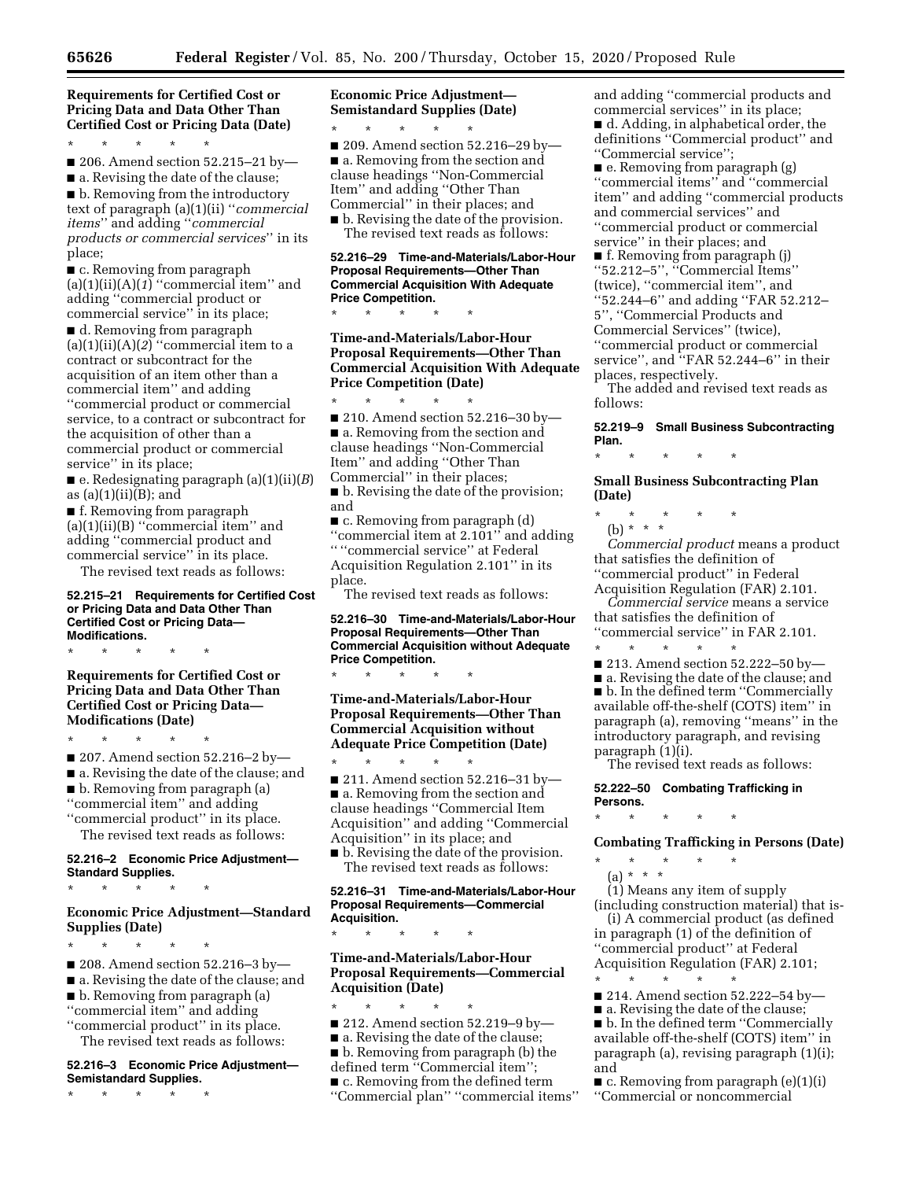**Requirements for Certified Cost or Pricing Data and Data Other Than Certified Cost or Pricing Data (Date)**

\* \* \* \* \*

■ 206. Amend section 52.215–21 by—

■ a. Revising the date of the clause;

■ b. Removing from the introductory text of paragraph (a)(1)(ii) ''*commercial items*'' and adding ''*commercial products or commercial services*'' in its place;

■ c. Removing from paragraph (a)(1)(ii)(A)(*1*) ''commercial item'' and adding ''commercial product or commercial service'' in its place;

■ d. Removing from paragraph (a)(1)(ii)(A)(*2*) ''commercial item to a contract or subcontract for the acquisition of an item other than a commercial item'' and adding ''commercial product or commercial service, to a contract or subcontract for the acquisition of other than a commercial product or commercial service'' in its place;

■ e. Redesignating paragraph (a)(1)(ii)(*B*) as (a)(1)(ii)(B); and

■ f. Removing from paragraph (a)(1)(ii)(B) ''commercial item'' and adding ''commercial product and commercial service'' in its place.

The revised text reads as follows:

**52.215–21 Requirements for Certified Cost or Pricing Data and Data Other Than Certified Cost or Pricing Data—Modifications.**

\* \* \* \* \*

**Requirements for Certified Cost or Pricing Data and Data Other Than Certified Cost or Pricing Data—Modifications (Date)**

\* \* \* \* \*

■ 207. Amend section 52.216–2 by—

■ a. Revising the date of the clause; and

■ b. Removing from paragraph (a) ''commercial item'' and adding ''commercial product'' in its place.

The revised text reads as follows:

**52.216–2 Economic Price Adjustment—Standard Supplies.**

\* \* \* \* \*

**Economic Price Adjustment—Standard Supplies (Date)**

\* \* \* \* \*

■ 208. Amend section 52.216–3 by—

■ a. Revising the date of the clause; and

■ b. Removing from paragraph (a) ''commercial item'' and adding ''commercial product'' in its place.

The revised text reads as follows:

**52.216–3 Economic Price Adjustment—Semistandard Supplies.**

\* \* \* \* \*

**Economic Price Adjustment—Semistandard Supplies (Date)**

\* \* \* \* \*

■ 209. Amend section 52.216–29 by—

■ a. Removing from the section and clause headings ''Non-Commercial Item'' and adding ''Other Than Commercial'' in their places; and

■ b. Revising the date of the provision.

The revised text reads as follows:

**52.216–29 Time-and-Materials/Labor-Hour Proposal Requirements—Other Than Commercial Acquisition With Adequate Price Competition.**

\* \* \* \* \*

**Time-and-Materials/Labor-Hour Proposal Requirements—Other Than Commercial Acquisition With Adequate Price Competition (Date)**

\* \* \* \* \*

■ 210. Amend section 52.216–30 by—

■ a. Removing from the section and clause headings ''Non-Commercial Item'' and adding ''Other Than Commercial'' in their places;

■ b. Revising the date of the provision; and

■ c. Removing from paragraph (d) ''commercial item at 2.101'' and adding '' ''commercial service'' at Federal Acquisition Regulation 2.101'' in its place.

The revised text reads as follows:

**52.216–30 Time-and-Materials/Labor-Hour Proposal Requirements—Other Than Commercial Acquisition without Adequate Price Competition.**

\* \* \* \* \*

**Time-and-Materials/Labor-Hour Proposal Requirements—Other Than Commercial Acquisition without Adequate Price Competition (Date)**

\* \* \* \* \*

■ 211. Amend section 52.216–31 by—

■ a. Removing from the section and clause headings ''Commercial Item Acquisition'' and adding ''Commercial Acquisition'' in its place; and

■ b. Revising the date of the provision.

The revised text reads as follows:

**52.216–31 Time-and-Materials/Labor-Hour Proposal Requirements—Commercial Acquisition.**

\* \* \* \* \*

**Time-and-Materials/Labor-Hour Proposal Requirements—Commercial Acquisition (Date)**

\* \* \* \* \*

■ 212. Amend section 52.219–9 by—

■ a. Revising the date of the clause;

■ b. Removing from paragraph (b) the defined term ''Commercial item'';

■ c. Removing from the defined term ''Commercial plan'' ''commercial items'' and adding ''commercial products and commercial services'' in its place;

■ d. Adding, in alphabetical order, the definitions ''Commercial product'' and ''Commercial service'';

■ e. Removing from paragraph (g) ''commercial items'' and ''commercial item'' and adding ''commercial products and commercial services'' and ''commercial product or commercial service'' in their places; and

■ f. Removing from paragraph (j) ''52.212–5'', ''Commercial Items'' (twice), ''commercial item'', and ''52.244–6'' and adding ''FAR 52.212–5'', ''Commercial Products and Commercial Services'' (twice), ''commercial product or commercial service'', and ''FAR 52.244–6'' in their places, respectively.

The added and revised text reads as follows:

**52.219–9 Small Business Subcontracting Plan.**

\* \* \* \* \*

**Small Business Subcontracting Plan (Date)**

\* \* \* \* \*

(b) \* \* \*

*Commercial product* means a product that satisfies the definition of ''commercial product'' in Federal Acquisition Regulation (FAR) 2.101.

*Commercial service* means a service that satisfies the definition of ''commercial service'' in FAR 2.101.

\* \* \* \* \*

■ 213. Amend section 52.222–50 by—

■ a. Revising the date of the clause; and

■ b. In the defined term ''Commercially available off-the-shelf (COTS) item'' in paragraph (a), removing ''means'' in the introductory paragraph, and revising paragraph (1)(i).

The revised text reads as follows:

**52.222–50 Combating Trafficking in Persons.**

\* \* \* \* \*

**Combating Trafficking in Persons (Date)**

\* \* \* \* \*

(a) \* \* \*

(1) Means any item of supply (including construction material) that is-

(i) A commercial product (as defined in paragraph (1) of the definition of ''commercial product'' at Federal Acquisition Regulation (FAR) 2.101;

\* \* \* \* \*

■ 214. Amend section 52.222–54 by—

■ a. Revising the date of the clause;

■ b. In the defined term ''Commercially available off-the-shelf (COTS) item'' in paragraph (a), revising paragraph (1)(i); and

■ c. Removing from paragraph (e)(1)(i) ''Commercial or noncommercial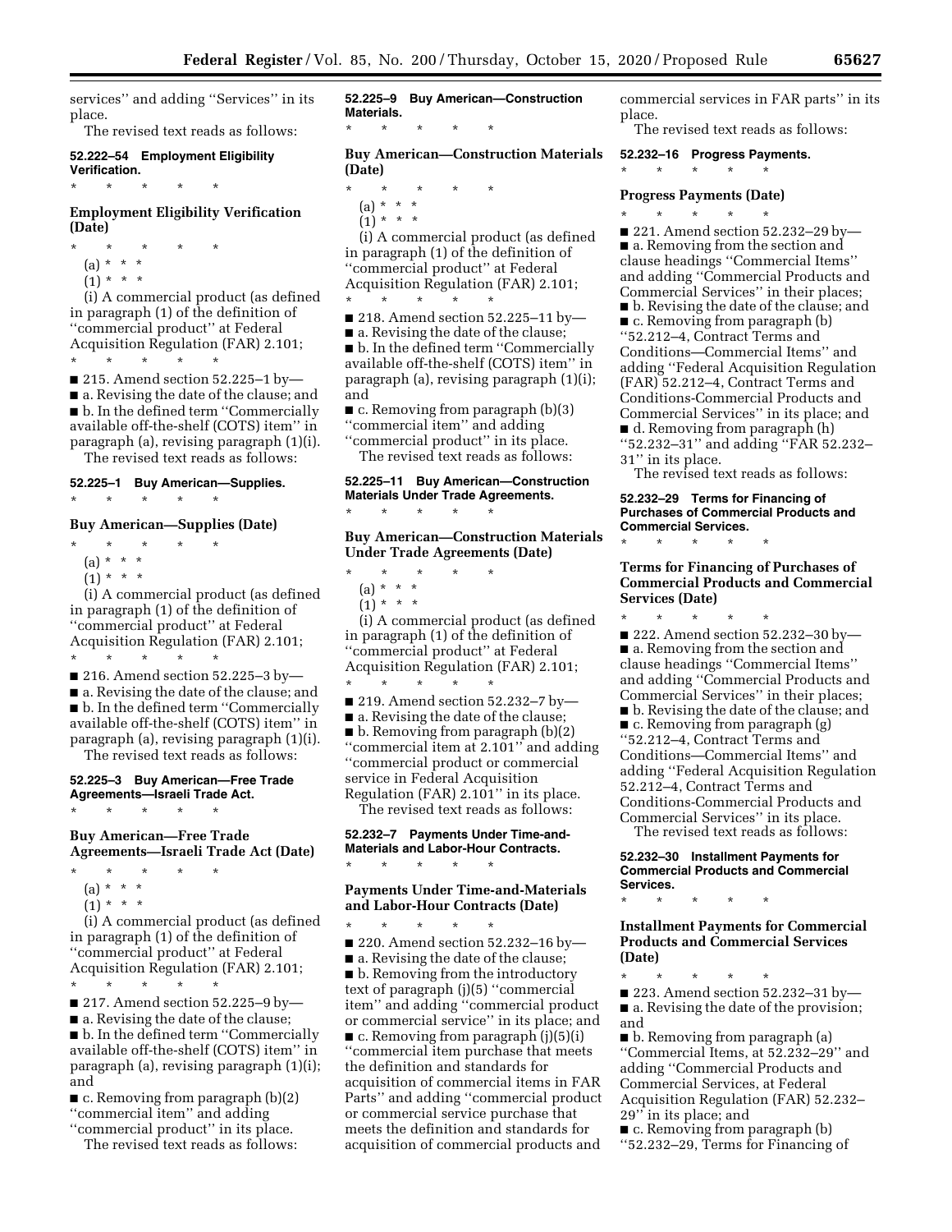services'' and adding ''Services'' in its place.

The revised text reads as follows:

**52.222–54 Employment Eligibility Verification.**

\* \* \* \* \*

**Employment Eligibility Verification (Date)**

\* \* \* \* \*

(a) \* \* \*

(1) \* \* \*

(i) A commercial product (as defined in paragraph (1) of the definition of ''commercial product'' at Federal Acquisition Regulation (FAR) 2.101;

\* \* \* \* \*

■ 215. Amend section 52.225–1 by—

■ a. Revising the date of the clause; and

■ b. In the defined term ''Commercially available off-the-shelf (COTS) item'' in paragraph (a), revising paragraph (1)(i).

The revised text reads as follows:

**52.225–1 Buy American—Supplies.**

\* \* \* \* \*

**Buy American—Supplies (Date)**

\* \* \* \* \*

(a) \* \* \*

(1) \* \* \*

(i) A commercial product (as defined in paragraph (1) of the definition of ''commercial product'' at Federal Acquisition Regulation (FAR) 2.101;

\* \* \* \* \*

■ 216. Amend section 52.225–3 by—

■ a. Revising the date of the clause; and

■ b. In the defined term ''Commercially available off-the-shelf (COTS) item'' in paragraph (a), revising paragraph (1)(i).

The revised text reads as follows:

**52.225–3 Buy American—Free Trade Agreements—Israeli Trade Act.**

\* \* \* \* \*

**Buy American—Free Trade Agreements—Israeli Trade Act (Date)**

\* \* \* \* \*

(a) \* \* \*

(1) \* \* \*

(i) A commercial product (as defined in paragraph (1) of the definition of ''commercial product'' at Federal Acquisition Regulation (FAR) 2.101;

\* \* \* \* \*

■ 217. Amend section 52.225–9 by—

■ a. Revising the date of the clause;

■ b. In the defined term ''Commercially available off-the-shelf (COTS) item'' in paragraph (a), revising paragraph (1)(i); and

■ c. Removing from paragraph (b)(2) ''commercial item'' and adding ''commercial product'' in its place.

The revised text reads as follows:

**52.225–9 Buy American—Construction Materials.**

\* \* \* \* \*

**Buy American—Construction Materials (Date)**

\* \* \* \* \*

(a) \* \* \*

(1) \* \* \*

(i) A commercial product (as defined in paragraph (1) of the definition of ''commercial product'' at Federal Acquisition Regulation (FAR) 2.101;

\* \* \* \* \*

■ 218. Amend section 52.225–11 by—

■ a. Revising the date of the clause;

■ b. In the defined term ''Commercially available off-the-shelf (COTS) item'' in paragraph (a), revising paragraph (1)(i); and

■ c. Removing from paragraph (b)(3) ''commercial item'' and adding ''commercial product'' in its place.

The revised text reads as follows:

**52.225–11 Buy American—Construction Materials Under Trade Agreements.**

\* \* \* \* \*

**Buy American—Construction Materials Under Trade Agreements (Date)**

\* \* \* \* \*

(a) \* \* \*

(1) \* \* \*

(i) A commercial product (as defined in paragraph (1) of the definition of ''commercial product'' at Federal Acquisition Regulation (FAR) 2.101;

\* \* \* \* \*

■ 219. Amend section 52.232–7 by—

■ a. Revising the date of the clause;

■ b. Removing from paragraph (b)(2) ''commercial item at 2.101'' and adding ''commercial product or commercial service in Federal Acquisition Regulation (FAR) 2.101'' in its place.

The revised text reads as follows:

**52.232–7 Payments Under Time-and-Materials and Labor-Hour Contracts.**

\* \* \* \* \*

**Payments Under Time-and-Materials and Labor-Hour Contracts (Date)**

\* \* \* \* \*

■ 220. Amend section 52.232–16 by—

■ a. Revising the date of the clause;

■ b. Removing from the introductory text of paragraph (j)(5) ''commercial item'' and adding ''commercial product or commercial service'' in its place; and

■ c. Removing from paragraph (j)(5)(i) ''commercial item purchase that meets the definition and standards for acquisition of commercial items in FAR Parts'' and adding ''commercial product or commercial service purchase that meets the definition and standards for acquisition of commercial products and commercial services in FAR parts'' in its place.

The revised text reads as follows:

**52.232–16 Progress Payments.**

\* \* \* \* \*

**Progress Payments (Date)**

\* \* \* \* \*

■ 221. Amend section 52.232–29 by—

■ a. Removing from the section and clause headings ''Commercial Items'' and adding ''Commercial Products and Commercial Services'' in their places;

■ b. Revising the date of the clause; and

■ c. Removing from paragraph (b) ''52.212–4, Contract Terms and Conditions—Commercial Items'' and adding ''Federal Acquisition Regulation (FAR) 52.212–4, Contract Terms and Conditions-Commercial Products and Commercial Services'' in its place; and

■ d. Removing from paragraph (h) ''52.232–31'' and adding ''FAR 52.232–31'' in its place.

The revised text reads as follows:

**52.232–29 Terms for Financing of Purchases of Commercial Products and Commercial Services.**

\* \* \* \* \*

**Terms for Financing of Purchases of Commercial Products and Commercial Services (Date)**

\* \* \* \* \*

■ 222. Amend section 52.232–30 by—

■ a. Removing from the section and clause headings ''Commercial Items'' and adding ''Commercial Products and Commercial Services'' in their places;

■ b. Revising the date of the clause; and

■ c. Removing from paragraph (g) ''52.212–4, Contract Terms and Conditions—Commercial Items'' and adding ''Federal Acquisition Regulation 52.212–4, Contract Terms and Conditions-Commercial Products and Commercial Services'' in its place.

The revised text reads as follows:

**52.232–30 Installment Payments for Commercial Products and Commercial Services.**

\* \* \* \* \*

**Installment Payments for Commercial Products and Commercial Services (Date)**

\* \* \* \* \*

■ 223. Amend section 52.232–31 by—

■ a. Revising the date of the provision; and

■ b. Removing from paragraph (a) ''Commercial Items, at 52.232–29'' and adding ''Commercial Products and Commercial Services, at Federal Acquisition Regulation (FAR) 52.232–29'' in its place; and

■ c. Removing from paragraph (b) ''52.232–29, Terms for Financing of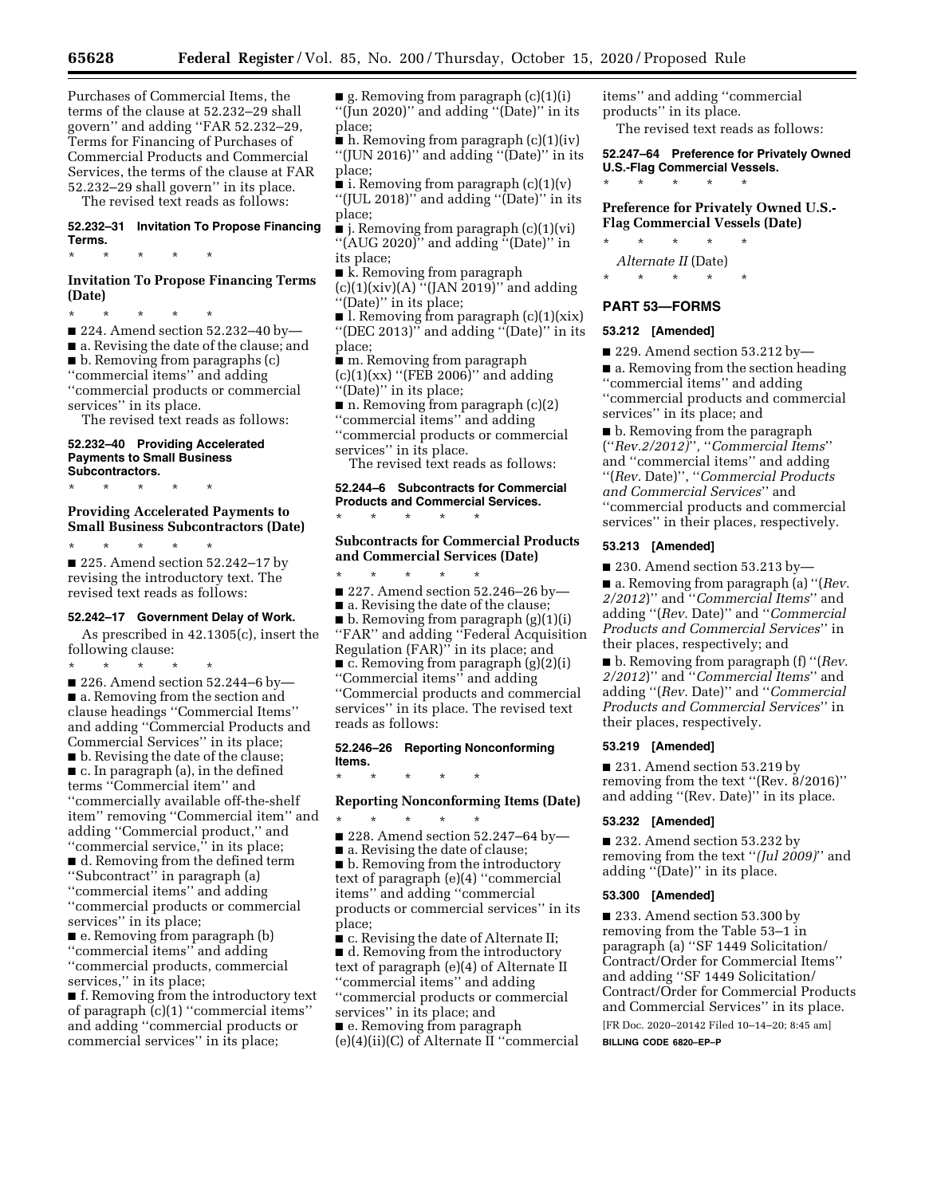Purchases of Commercial Items, the terms of the clause at 52.232–29 shall govern'' and adding ''FAR 52.232–29, Terms for Financing of Purchases of Commercial Products and Commercial Services, the terms of the clause at FAR 52.232–29 shall govern'' in its place.

The revised text reads as follows:

**52.232–31 Invitation To Propose Financing Terms.**

\* \* \* \* \*

**Invitation To Propose Financing Terms (Date)**

\* \* \* \* \*

■ 224. Amend section 52.232–40 by—

■ a. Revising the date of the clause; and

■ b. Removing from paragraphs (c) ''commercial items'' and adding ''commercial products or commercial services'' in its place.

The revised text reads as follows:

**52.232–40 Providing Accelerated Payments to Small Business Subcontractors.**

\* \* \* \* \*

**Providing Accelerated Payments to Small Business Subcontractors (Date)**

\* \* \* \* \*

■ 225. Amend section 52.242–17 by revising the introductory text. The revised text reads as follows:

**52.242–17 Government Delay of Work.**

As prescribed in 42.1305(c), insert the following clause:

\* \* \* \* \*

■ 226. Amend section 52.244–6 by—

■ a. Removing from the section and clause headings ''Commercial Items'' and adding ''Commercial Products and Commercial Services'' in its place;

■ b. Revising the date of the clause;

■ c. In paragraph (a), in the defined terms ''Commercial item'' and ''commercially available off-the-shelf item'' removing ''Commercial item'' and adding ''Commercial product,'' and ''commercial service,'' in its place;

■ d. Removing from the defined term ''Subcontract'' in paragraph (a) ''commercial items'' and adding ''commercial products or commercial services'' in its place;

■ e. Removing from paragraph (b) ''commercial items'' and adding ''commercial products, commercial services,'' in its place;

■ f. Removing from the introductory text of paragraph (c)(1) ''commercial items'' and adding ''commercial products or commercial services'' in its place;

■ g. Removing from paragraph (c)(1)(i) ''(Jun 2020)'' and adding ''(Date)'' in its place;

■ h. Removing from paragraph (c)(1)(iv) ''(JUN 2016)'' and adding ''(Date)'' in its place;

■ i. Removing from paragraph (c)(1)(v) ''(JUL 2018)'' and adding ''(Date)'' in its place;

■ j. Removing from paragraph (c)(1)(vi) ''(AUG 2020)'' and adding ''(Date)'' in its place;

■ k. Removing from paragraph (c)(1)(xiv)(A) ''(JAN 2019)'' and adding ''(Date)'' in its place;

■ l. Removing from paragraph (c)(1)(xix) ''(DEC 2013)'' and adding ''(Date)'' in its place;

■ m. Removing from paragraph (c)(1)(xx) ''(FEB 2006)'' and adding ''(Date)'' in its place;

■ n. Removing from paragraph (c)(2) ''commercial items'' and adding ''commercial products or commercial services'' in its place.

The revised text reads as follows:

**52.244–6 Subcontracts for Commercial Products and Commercial Services.**

\* \* \* \* \*

**Subcontracts for Commercial Products and Commercial Services (Date)**

\* \* \* \* \*

■ 227. Amend section 52.246–26 by—

■ a. Revising the date of the clause;

■ b. Removing from paragraph (g)(1)(i) ''FAR'' and adding ''Federal Acquisition Regulation (FAR)'' in its place; and

■ c. Removing from paragraph (g)(2)(i) ''Commercial items'' and adding ''Commercial products and commercial services'' in its place. The revised text reads as follows:

**52.246–26 Reporting Nonconforming Items.**

\* \* \* \* \*

**Reporting Nonconforming Items (Date)**

\* \* \* \* \*

■ 228. Amend section 52.247–64 by—

■ a. Revising the date of clause;

■ b. Removing from the introductory text of paragraph (e)(4) ''commercial items'' and adding ''commercial products or commercial services'' in its place;

■ c. Revising the date of Alternate II;

■ d. Removing from the introductory text of paragraph (e)(4) of Alternate II ''commercial items'' and adding ''commercial products or commercial services'' in its place; and

■ e. Removing from paragraph (e)(4)(ii)(C) of Alternate II ''commercial items'' and adding ''commercial products'' in its place.

The revised text reads as follows:

**52.247–64 Preference for Privately Owned U.S.-Flag Commercial Vessels.**

\* \* \* \* \*

**Preference for Privately Owned U.S.-Flag Commercial Vessels (Date)**

\* \* \* \* \*

*Alternate II* (Date)

\* \* \* \* \*

## PART 53—FORMS

**53.212 [Amended]**

■ 229. Amend section 53.212 by—

■ a. Removing from the section heading ''commercial items'' and adding ''commercial products and commercial services'' in its place; and

■ b. Removing from the paragraph (''*Rev.2/2012*)'', ''*Commercial Items*'' and ''commercial items'' and adding ''(*Rev.* Date)'', ''*Commercial Products and Commercial Services*'' and ''commercial products and commercial services'' in their places, respectively.

**53.213 [Amended]**

■ 230. Amend section 53.213 by—

■ a. Removing from paragraph (a) ''(*Rev. 2/2012*)'' and ''*Commercial Items*'' and adding ''(*Rev.* Date)'' and ''*Commercial Products and Commercial Services*'' in their places, respectively; and

■ b. Removing from paragraph (f) ''(*Rev. 2/2012*)'' and ''*Commercial Items*'' and adding ''(*Rev.* Date)'' and ''*Commercial Products and Commercial Services*'' in their places, respectively.

**53.219 [Amended]**

■ 231. Amend section 53.219 by removing from the text ''(Rev. 8/2016)'' and adding ''(Rev. Date)'' in its place.

**53.232 [Amended]**

■ 232. Amend section 53.232 by removing from the text ''*(Jul 2009)*'' and adding ''(Date)'' in its place.

**53.300 [Amended]**

■ 233. Amend section 53.300 by removing from the Table 53–1 in paragraph (a) ''SF 1449 Solicitation/Contract/Order for Commercial Items'' and adding ''SF 1449 Solicitation/Contract/Order for Commercial Products and Commercial Services'' in its place.

[FR Doc. 2020–20142 Filed 10–14–20; 8:45 am]

**BILLING CODE 6820–EP–P**